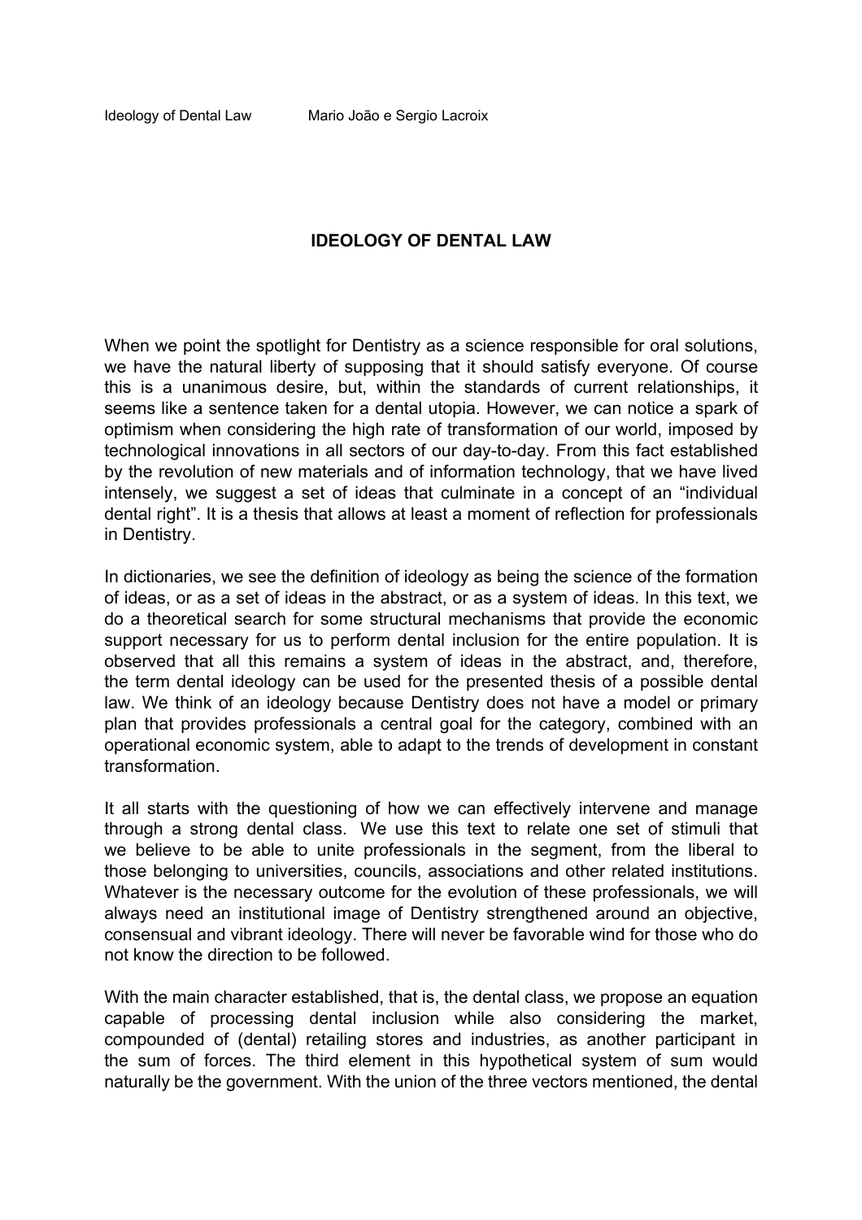# IDEOLOGY OF DENTAL LAW

When we point the spotlight for Dentistry as a science responsible for oral solutions, we have the natural liberty of supposing that it should satisfy everyone. Of course this is a unanimous desire, but, within the standards of current relationships, it seems like a sentence taken for a dental utopia. However, we can notice a spark of optimism when considering the high rate of transformation of our world, imposed by technological innovations in all sectors of our day-to-day. From this fact established by the revolution of new materials and of information technology, that we have lived intensely, we suggest a set of ideas that culminate in a concept of an "individual dental right". It is a thesis that allows at least a moment of reflection for professionals in Dentistry.

In dictionaries, we see the definition of ideology as being the science of the formation of ideas, or as a set of ideas in the abstract, or as a system of ideas. In this text, we do a theoretical search for some structural mechanisms that provide the economic support necessary for us to perform dental inclusion for the entire population. It is observed that all this remains a system of ideas in the abstract, and, therefore, the term dental ideology can be used for the presented thesis of a possible dental law. We think of an ideology because Dentistry does not have a model or primary plan that provides professionals a central goal for the category, combined with an operational economic system, able to adapt to the trends of development in constant transformation.

It all starts with the questioning of how we can effectively intervene and manage through a strong dental class. We use this text to relate one set of stimuli that we believe to be able to unite professionals in the segment, from the liberal to those belonging to universities, councils, associations and other related institutions. Whatever is the necessary outcome for the evolution of these professionals, we will always need an institutional image of Dentistry strengthened around an objective, consensual and vibrant ideology. There will never be favorable wind for those who do not know the direction to be followed.

With the main character established, that is, the dental class, we propose an equation capable of processing dental inclusion while also considering the market, compounded of (dental) retailing stores and industries, as another participant in the sum of forces. The third element in this hypothetical system of sum would naturally be the government. With the union of the three vectors mentioned, the dental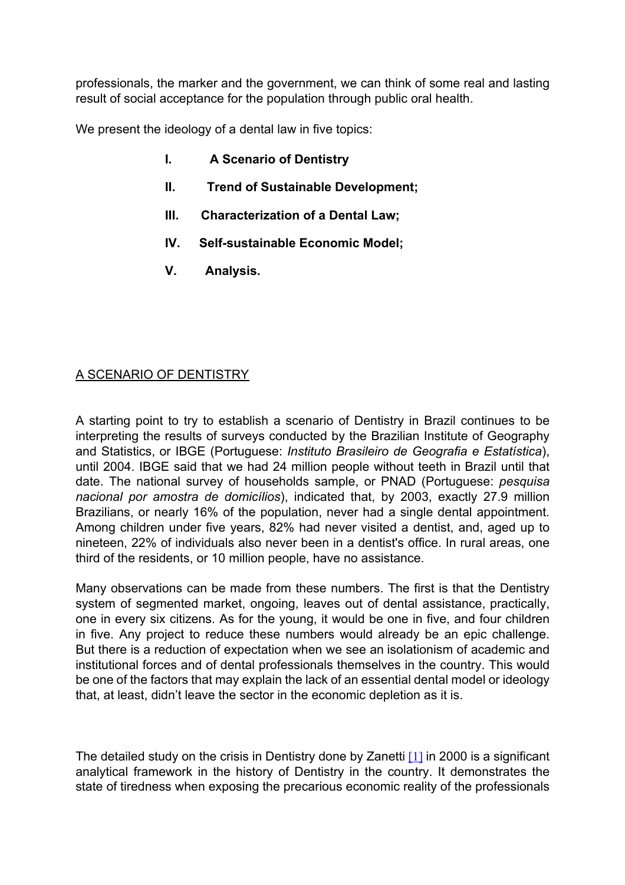professionals, the marker and the government, we can think of some real and lasting result of social acceptance for the population through public oral health.

We present the ideology of a dental law in five topics:

- **I. A Scenario of Dentistry**
- **II. Trend of Sustainable Development;**
- **III. Characterization of a Dental Law;**
- **IV. Self-sustainable Economic Model;**
- **V. Analysis.**

## A SCENARIO OF DENTISTRY

A starting point to try to establish a scenario of Dentistry in Brazil continues to be interpreting the results of surveys conducted by the Brazilian Institute of Geography and Statistics, or IBGE (Portuguese: *Instituto Brasileiro de Geografia e Estatística*), until 2004. IBGE said that we had 24 million people without teeth in Brazil until that date. The national survey of households sample, or PNAD (Portuguese: *pesquisa nacional por amostra de domicílios*), indicated that, by 2003, exactly 27.9 million Brazilians, or nearly 16% of the population, never had a single dental appointment. Among children under five years, 82% had never visited a dentist, and, aged up to nineteen, 22% of individuals also never been in a dentist's office. In rural areas, one third of the residents, or 10 million people, have no assistance.

Many observations can be made from these numbers. The first is that the Dentistry system of segmented market, ongoing, leaves out of dental assistance, practically, one in every six citizens. As for the young, it would be one in five, and four children in five. Any project to reduce these numbers would already be an epic challenge. But there is a reduction of expectation when we see an isolationism of academic and institutional forces and of dental professionals themselves in the country. This would be one of the factors that may explain the lack of an essential dental model or ideology that, at least, didn't leave the sector in the economic depletion as it is.

The detailed study on the crisis in Dentistry done by Zanetti [1] in 2000 is a significant analytical framework in the history of Dentistry in the country. It demonstrates the state of tiredness when exposing the precarious economic reality of the professionals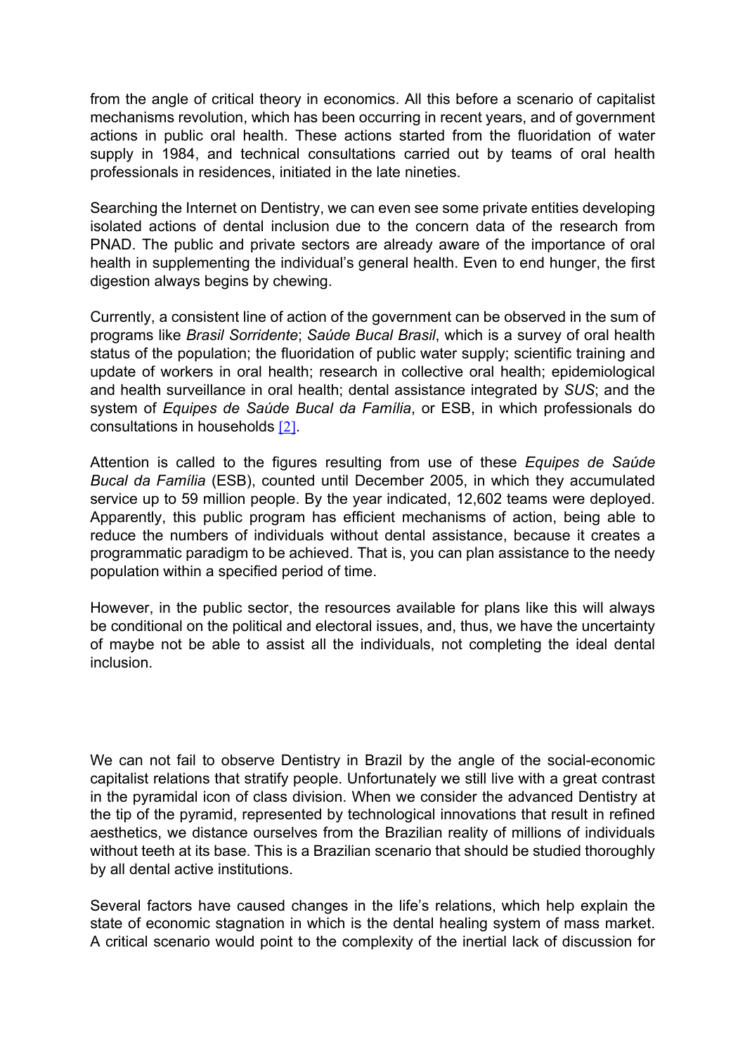from the angle of critical theory in economics. All this before a scenario of capitalist mechanisms revolution, which has been occurring in recent years, and of government actions in public oral health. These actions started from the fluoridation of water supply in 1984, and technical consultations carried out by teams of oral health professionals in residences, initiated in the late nineties.

Searching the Internet on Dentistry, we can even see some private entities developing isolated actions of dental inclusion due to the concern data of the research from PNAD. The public and private sectors are already aware of the importance of oral health in supplementing the individual's general health. Even to end hunger, the first digestion always begins by chewing.

Currently, a consistent line of action of the government can be observed in the sum of programs like *Brasil Sorridente*; *Saúde Bucal Brasil*, which is a survey of oral health status of the population; the fluoridation of public water supply; scientific training and update of workers in oral health; research in collective oral health; epidemiological and health surveillance in oral health; dental assistance integrated by *SUS*; and the system of *Equipes de Saúde Bucal da Família*, or ESB, in which professionals do consultations in households [2].

Attention is called to the figures resulting from use of these *Equipes de Saúde Bucal da Família* (ESB), counted until December 2005, in which they accumulated service up to 59 million people. By the year indicated, 12,602 teams were deployed. Apparently, this public program has efficient mechanisms of action, being able to reduce the numbers of individuals without dental assistance, because it creates a programmatic paradigm to be achieved. That is, you can plan assistance to the needy population within a specified period of time.

However, in the public sector, the resources available for plans like this will always be conditional on the political and electoral issues, and, thus, we have the uncertainty of maybe not be able to assist all the individuals, not completing the ideal dental inclusion.

We can not fail to observe Dentistry in Brazil by the angle of the social-economic capitalist relations that stratify people. Unfortunately we still live with a great contrast in the pyramidal icon of class division. When we consider the advanced Dentistry at the tip of the pyramid, represented by technological innovations that result in refined aesthetics, we distance ourselves from the Brazilian reality of millions of individuals without teeth at its base. This is a Brazilian scenario that should be studied thoroughly by all dental active institutions.

Several factors have caused changes in the life's relations, which help explain the state of economic stagnation in which is the dental healing system of mass market. A critical scenario would point to the complexity of the inertial lack of discussion for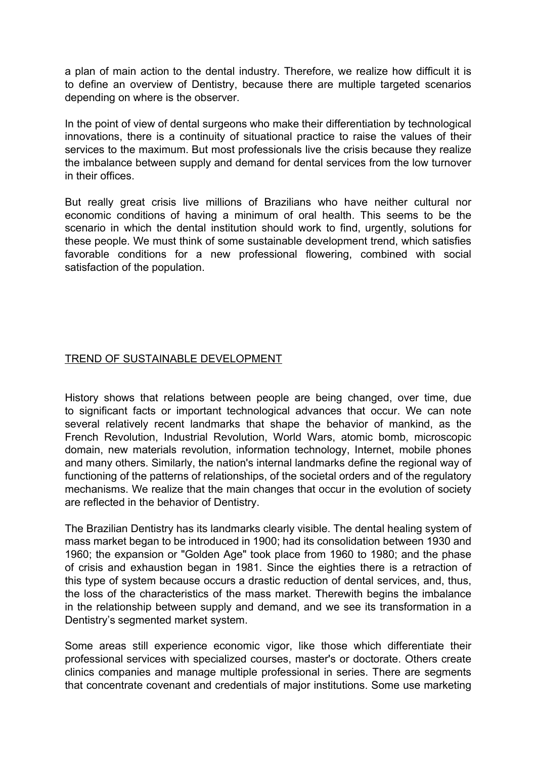a plan of main action to the dental industry. Therefore, we realize how difficult it is to define an overview of Dentistry, because there are multiple targeted scenarios depending on where is the observer.

In the point of view of dental surgeons who make their differentiation by technological innovations, there is a continuity of situational practice to raise the values of their services to the maximum. But most professionals live the crisis because they realize the imbalance between supply and demand for dental services from the low turnover in their offices.

But really great crisis live millions of Brazilians who have neither cultural nor economic conditions of having a minimum of oral health. This seems to be the scenario in which the dental institution should work to find, urgently, solutions for these people. We must think of some sustainable development trend, which satisfies favorable conditions for a new professional flowering, combined with social satisfaction of the population.

## <u>TREND OF SUSTAINABLE DEVELOPMENT</u>

History shows that relations between people are being changed, over time, due to significant facts or important technological advances that occur. We can note several relatively recent landmarks that shape the behavior of mankind, as the French Revolution, Industrial Revolution, World Wars, atomic bomb, microscopic domain, new materials revolution, information technology, Internet, mobile phones and many others. Similarly, the nation's internal landmarks define the regional way of functioning of the patterns of relationships, of the societal orders and of the regulatory mechanisms. We realize that the main changes that occur in the evolution of society are reflected in the behavior of Dentistry.

The Brazilian Dentistry has its landmarks clearly visible. The dental healing system of mass market began to be introduced in 1900; had its consolidation between 1930 and 1960; the expansion or "Golden Age" took place from 1960 to 1980; and the phase of crisis and exhaustion began in 1981. Since the eighties there is a retraction of this type of system because occurs a drastic reduction of dental services, and, thus, the loss of the characteristics of the mass market. Therewith begins the imbalance in the relationship between supply and demand, and we see its transformation in a Dentistry's segmented market system.

Some areas still experience economic vigor, like those which differentiate their professional services with specialized courses, master's or doctorate. Others create clinics companies and manage multiple professional in series. There are segments that concentrate covenant and credentials of major institutions. Some use marketing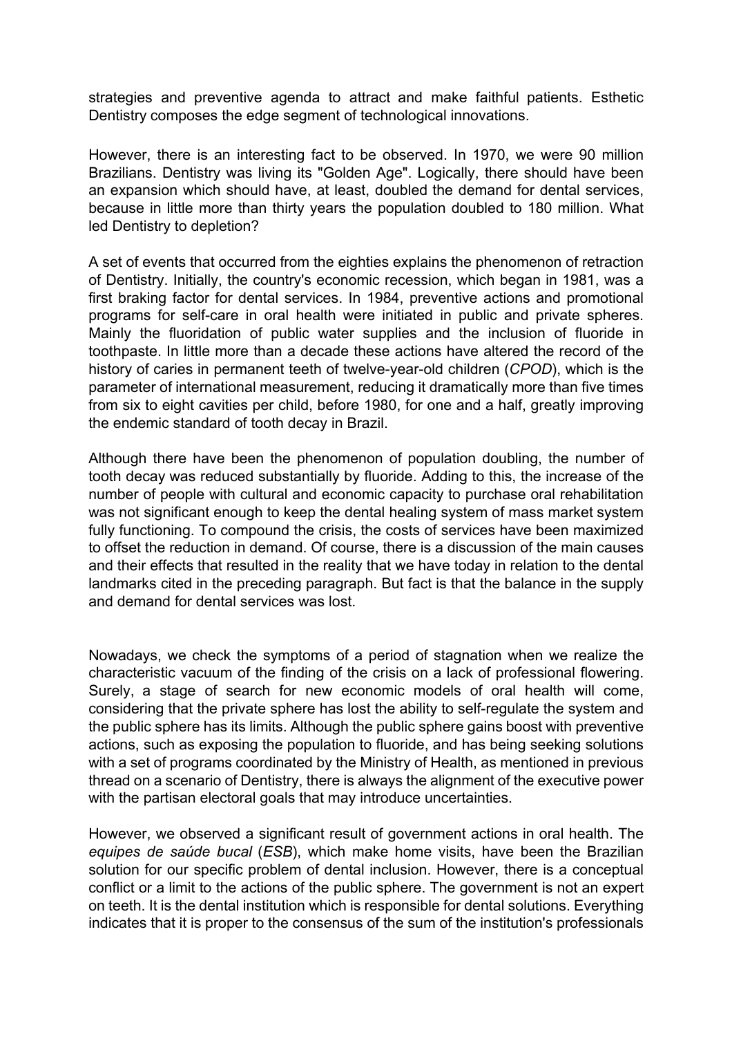strategies and preventive agenda to attract and make faithful patients. Esthetic Dentistry composes the edge segment of technological innovations.

However, there is an interesting fact to be observed. In 1970, we were 90 million Brazilians. Dentistry was living its "Golden Age". Logically, there should have been an expansion which should have, at least, doubled the demand for dental services, because in little more than thirty years the population doubled to 180 million. What led Dentistry to depletion?

A set of events that occurred from the eighties explains the phenomenon of retraction of Dentistry. Initially, the country's economic recession, which began in 1981, was a first braking factor for dental services. In 1984, preventive actions and promotional programs for self-care in oral health were initiated in public and private spheres. Mainly the fluoridation of public water supplies and the inclusion of fluoride in toothpaste. In little more than a decade these actions have altered the record of the history of caries in permanent teeth of twelve-year-old children (*CPOD*), which is the parameter of international measurement, reducing it dramatically more than five times from six to eight cavities per child, before 1980, for one and a half, greatly improving the endemic standard of tooth decay in Brazil.

Although there have been the phenomenon of population doubling, the number of tooth decay was reduced substantially by fluoride. Adding to this, the increase of the number of people with cultural and economic capacity to purchase oral rehabilitation was not significant enough to keep the dental healing system of mass market system fully functioning. To compound the crisis, the costs of services have been maximized to offset the reduction in demand. Of course, there is a discussion of the main causes and their effects that resulted in the reality that we have today in relation to the dental landmarks cited in the preceding paragraph. But fact is that the balance in the supply and demand for dental services was lost.

Nowadays, we check the symptoms of a period of stagnation when we realize the characteristic vacuum of the finding of the crisis on a lack of professional flowering. Surely, a stage of search for new economic models of oral health will come, considering that the private sphere has lost the ability to self-regulate the system and the public sphere has its limits. Although the public sphere gains boost with preventive actions, such as exposing the population to fluoride, and has being seeking solutions with a set of programs coordinated by the Ministry of Health, as mentioned in previous thread on a scenario of Dentistry, there is always the alignment of the executive power with the partisan electoral goals that may introduce uncertainties.

However, we observed a significant result of government actions in oral health. The *equipes de saúde bucal* (*ESB*), which make home visits, have been the Brazilian solution for our specific problem of dental inclusion. However, there is a conceptual conflict or a limit to the actions of the public sphere. The government is not an expert on teeth. It is the dental institution which is responsible for dental solutions. Everything indicates that it is proper to the consensus of the sum of the institution's professionals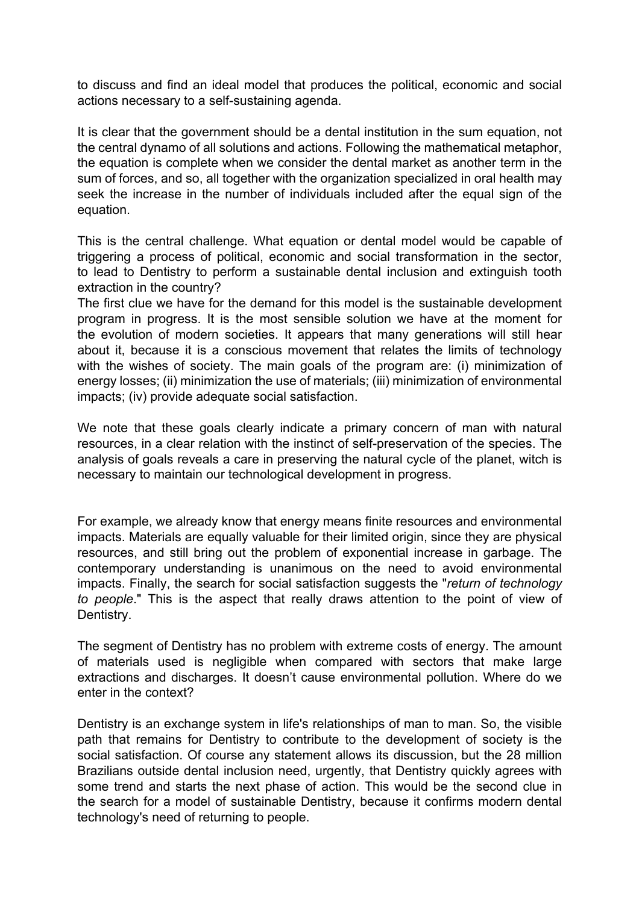to discuss and find an ideal model that produces the political, economic and social actions necessary to a self-sustaining agenda.

It is clear that the government should be a dental institution in the sum equation, not the central dynamo of all solutions and actions. Following the mathematical metaphor, the equation is complete when we consider the dental market as another term in the sum of forces, and so, all together with the organization specialized in oral health may seek the increase in the number of individuals included after the equal sign of the equation.

This is the central challenge. What equation or dental model would be capable of triggering a process of political, economic and social transformation in the sector, to lead to Dentistry to perform a sustainable dental inclusion and extinguish tooth extraction in the country?
The first clue we have for the demand for this model is the sustainable development program in progress. It is the most sensible solution we have at the moment for the evolution of modern societies. It appears that many generations will still hear about it, because it is a conscious movement that relates the limits of technology with the wishes of society. The main goals of the program are: (i) minimization of energy losses; (ii) minimization the use of materials; (iii) minimization of environmental impacts; (iv) provide adequate social satisfaction.

We note that these goals clearly indicate a primary concern of man with natural resources, in a clear relation with the instinct of self-preservation of the species. The analysis of goals reveals a care in preserving the natural cycle of the planet, witch is necessary to maintain our technological development in progress.

For example, we already know that energy means finite resources and environmental impacts. Materials are equally valuable for their limited origin, since they are physical resources, and still bring out the problem of exponential increase in garbage. The contemporary understanding is unanimous on the need to avoid environmental impacts. Finally, the search for social satisfaction suggests the "*return of technology to people*." This is the aspect that really draws attention to the point of view of Dentistry.

The segment of Dentistry has no problem with extreme costs of energy. The amount of materials used is negligible when compared with sectors that make large extractions and discharges. It doesn't cause environmental pollution. Where do we enter in the context?

Dentistry is an exchange system in life's relationships of man to man. So, the visible path that remains for Dentistry to contribute to the development of society is the social satisfaction. Of course any statement allows its discussion, but the 28 million Brazilians outside dental inclusion need, urgently, that Dentistry quickly agrees with some trend and starts the next phase of action. This would be the second clue in the search for a model of sustainable Dentistry, because it confirms modern dental technology's need of returning to people.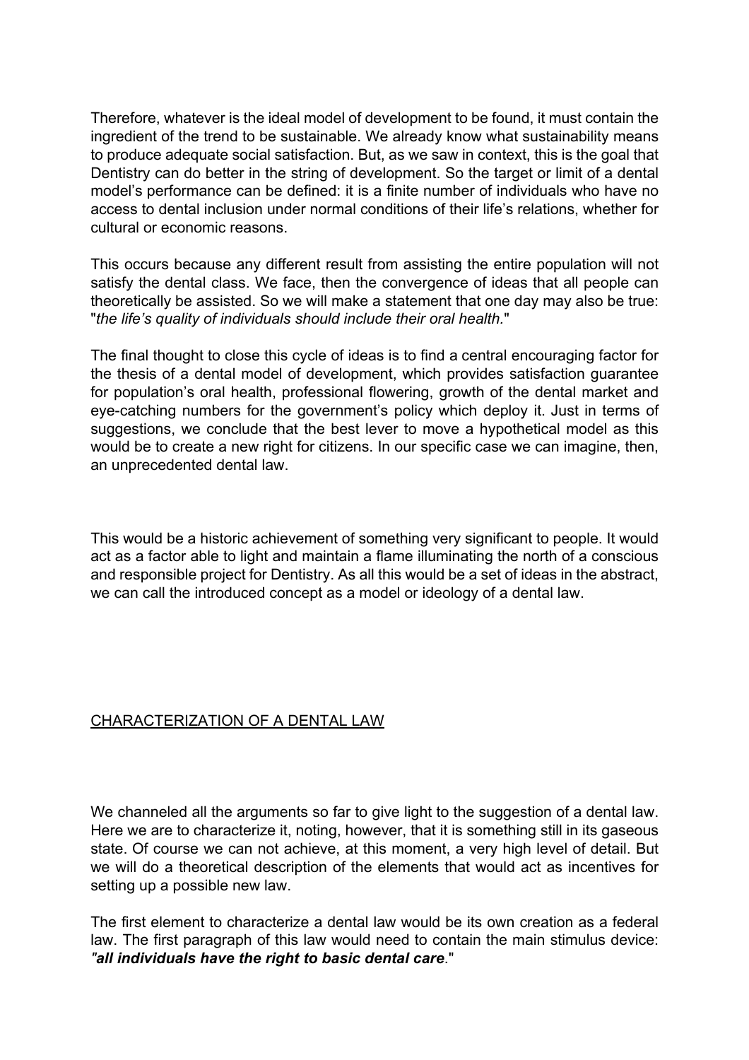Therefore, whatever is the ideal model of development to be found, it must contain the ingredient of the trend to be sustainable. We already know what sustainability means to produce adequate social satisfaction. But, as we saw in context, this is the goal that Dentistry can do better in the string of development. So the target or limit of a dental model's performance can be defined: it is a finite number of individuals who have no access to dental inclusion under normal conditions of their life's relations, whether for cultural or economic reasons.

This occurs because any different result from assisting the entire population will not satisfy the dental class. We face, then the convergence of ideas that all people can theoretically be assisted. So we will make a statement that one day may also be true: "*the life's quality of individuals should include their oral health.*"

The final thought to close this cycle of ideas is to find a central encouraging factor for the thesis of a dental model of development, which provides satisfaction guarantee for population's oral health, professional flowering, growth of the dental market and eye-catching numbers for the government's policy which deploy it. Just in terms of suggestions, we conclude that the best lever to move a hypothetical model as this would be to create a new right for citizens. In our specific case we can imagine, then, an unprecedented dental law.

This would be a historic achievement of something very significant to people. It would act as a factor able to light and maintain a flame illuminating the north of a conscious and responsible project for Dentistry. As all this would be a set of ideas in the abstract, we can call the introduced concept as a model or ideology of a dental law.

## CHARACTERIZATION OF A DENTAL LAW

We channeled all the arguments so far to give light to the suggestion of a dental law. Here we are to characterize it, noting, however, that it is something still in its gaseous state. Of course we can not achieve, at this moment, a very high level of detail. But we will do a theoretical description of the elements that would act as incentives for setting up a possible new law.

The first element to characterize a dental law would be its own creation as a federal law. The first paragraph of this law would need to contain the main stimulus device: *"**all individuals have the right to basic dental care**."*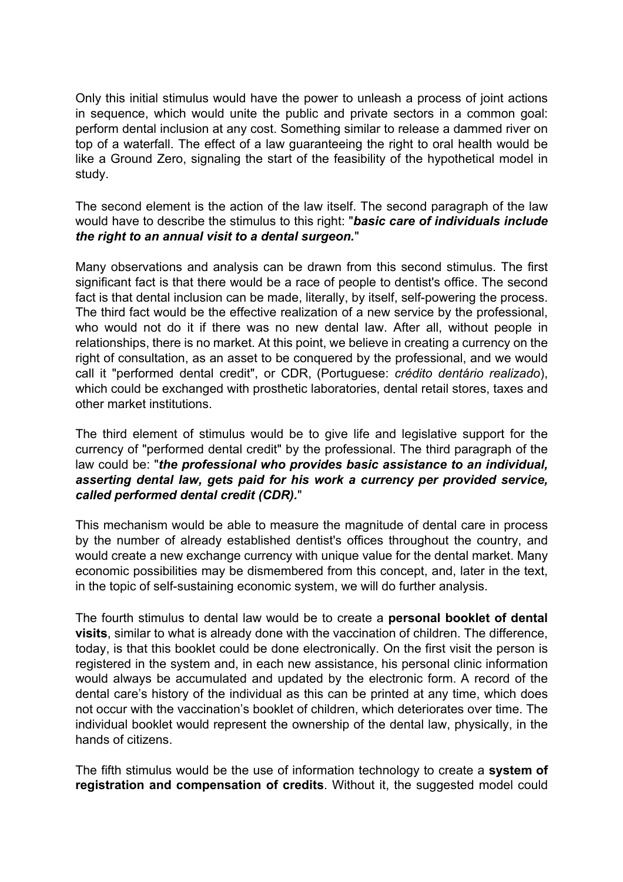Only this initial stimulus would have the power to unleash a process of joint actions in sequence, which would unite the public and private sectors in a common goal: perform dental inclusion at any cost. Something similar to release a dammed river on top of a waterfall. The effect of a law guaranteeing the right to oral health would be like a Ground Zero, signaling the start of the feasibility of the hypothetical model in study.

The second element is the action of the law itself. The second paragraph of the law would have to describe the stimulus to this right: "***basic care of individuals include the right to an annual visit to a dental surgeon.***"

Many observations and analysis can be drawn from this second stimulus. The first significant fact is that there would be a race of people to dentist's office. The second fact is that dental inclusion can be made, literally, by itself, self-powering the process. The third fact would be the effective realization of a new service by the professional, who would not do it if there was no new dental law. After all, without people in relationships, there is no market. At this point, we believe in creating a currency on the right of consultation, as an asset to be conquered by the professional, and we would call it "performed dental credit", or CDR, (Portuguese: *crédito dentário realizado*), which could be exchanged with prosthetic laboratories, dental retail stores, taxes and other market institutions.

The third element of stimulus would be to give life and legislative support for the currency of "performed dental credit" by the professional. The third paragraph of the law could be: "***the professional who provides basic assistance to an individual, asserting dental law, gets paid for his work a currency per provided service, called performed dental credit (CDR).***"

This mechanism would be able to measure the magnitude of dental care in process by the number of already established dentist's offices throughout the country, and would create a new exchange currency with unique value for the dental market. Many economic possibilities may be dismembered from this concept, and, later in the text, in the topic of self-sustaining economic system, we will do further analysis.

The fourth stimulus to dental law would be to create a **personal booklet of dental visits**, similar to what is already done with the vaccination of children. The difference, today, is that this booklet could be done electronically. On the first visit the person is registered in the system and, in each new assistance, his personal clinic information would always be accumulated and updated by the electronic form. A record of the dental care's history of the individual as this can be printed at any time, which does not occur with the vaccination's booklet of children, which deteriorates over time. The individual booklet would represent the ownership of the dental law, physically, in the hands of citizens.

The fifth stimulus would be the use of information technology to create a **system of registration and compensation of credits**. Without it, the suggested model could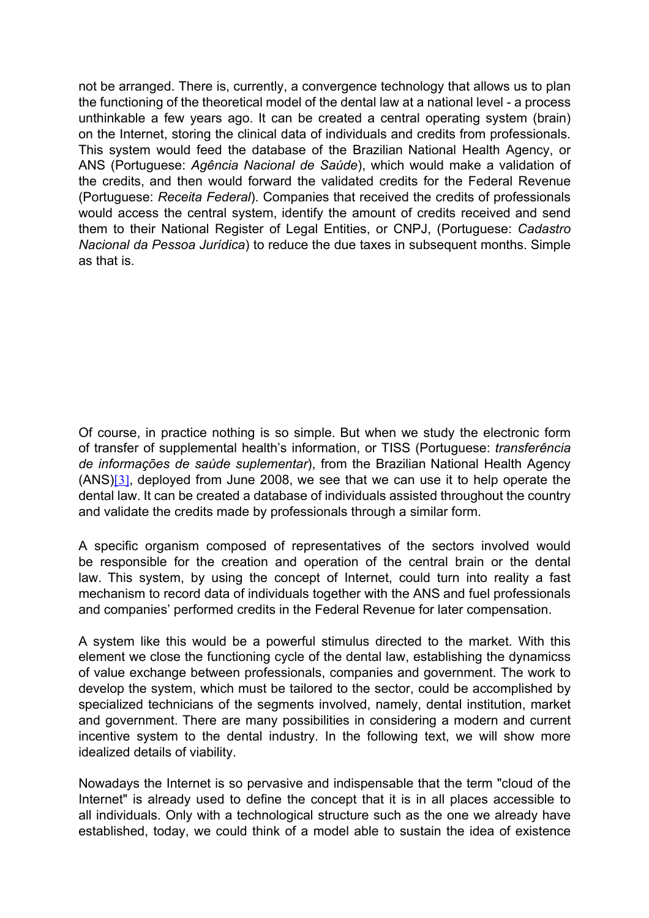not be arranged. There is, currently, a convergence technology that allows us to plan the functioning of the theoretical model of the dental law at a national level - a process unthinkable a few years ago. It can be created a central operating system (brain) on the Internet, storing the clinical data of individuals and credits from professionals. This system would feed the database of the Brazilian National Health Agency, or ANS (Portuguese: *Agência Nacional de Saúde*), which would make a validation of the credits, and then would forward the validated credits for the Federal Revenue (Portuguese: *Receita Federal*). Companies that received the credits of professionals would access the central system, identify the amount of credits received and send them to their National Register of Legal Entities, or CNPJ, (Portuguese: *Cadastro Nacional da Pessoa Jurídica*) to reduce the due taxes in subsequent months. Simple as that is.

Of course, in practice nothing is so simple. But when we study the electronic form of transfer of supplemental health's information, or TISS (Portuguese: *transferência de informações de saúde suplementar*), from the Brazilian National Health Agency (ANS)[3], deployed from June 2008, we see that we can use it to help operate the dental law. It can be created a database of individuals assisted throughout the country and validate the credits made by professionals through a similar form.

A specific organism composed of representatives of the sectors involved would be responsible for the creation and operation of the central brain or the dental law. This system, by using the concept of Internet, could turn into reality a fast mechanism to record data of individuals together with the ANS and fuel professionals and companies' performed credits in the Federal Revenue for later compensation.

A system like this would be a powerful stimulus directed to the market. With this element we close the functioning cycle of the dental law, establishing the dynamicss of value exchange between professionals, companies and government. The work to develop the system, which must be tailored to the sector, could be accomplished by specialized technicians of the segments involved, namely, dental institution, market and government. There are many possibilities in considering a modern and current incentive system to the dental industry. In the following text, we will show more idealized details of viability.

Nowadays the Internet is so pervasive and indispensable that the term "cloud of the Internet" is already used to define the concept that it is in all places accessible to all individuals. Only with a technological structure such as the one we already have established, today, we could think of a model able to sustain the idea of existence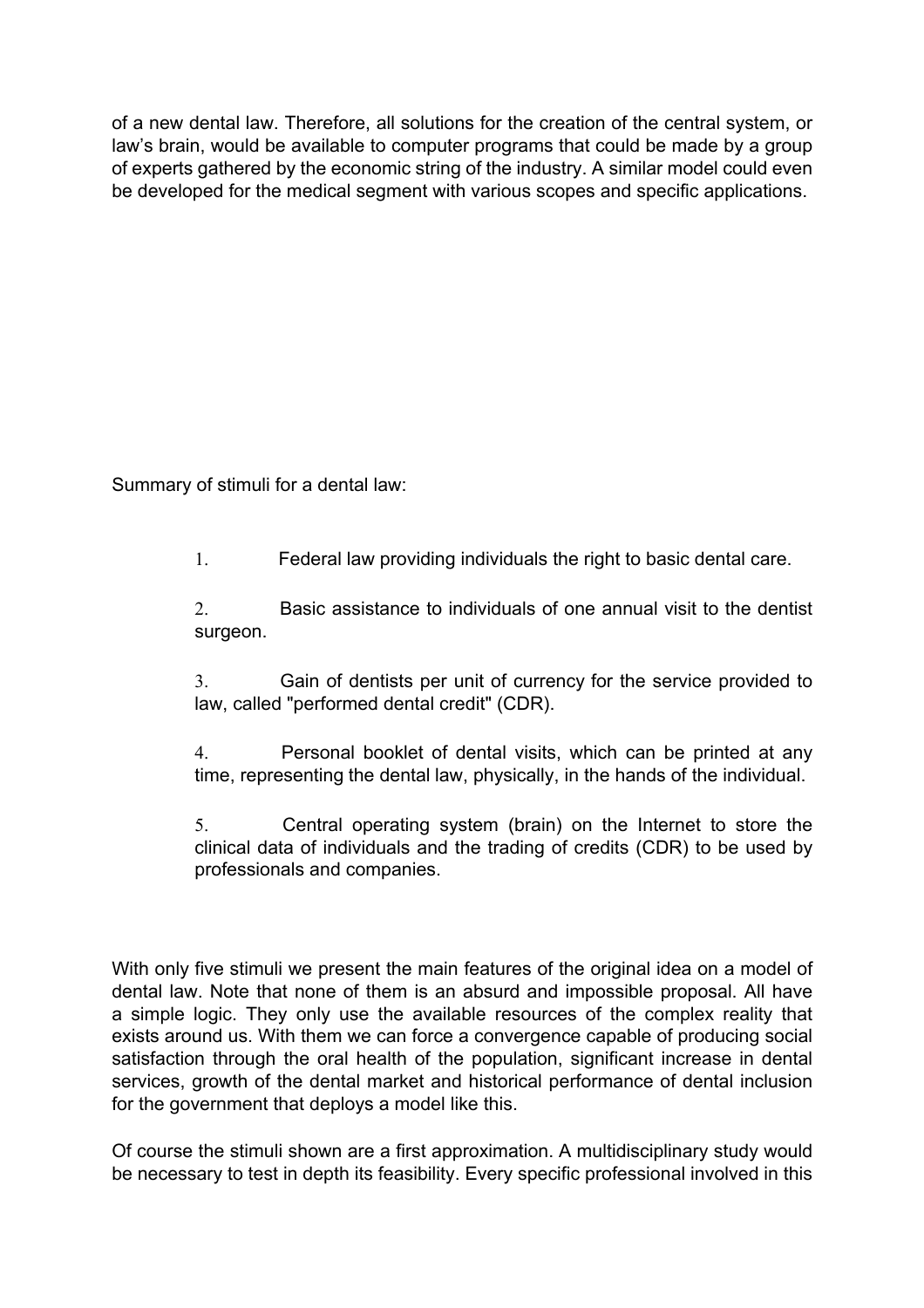of a new dental law. Therefore, all solutions for the creation of the central system, or law's brain, would be available to computer programs that could be made by a group of experts gathered by the economic string of the industry. A similar model could even be developed for the medical segment with various scopes and specific applications.

Summary of stimuli for a dental law:

1. Federal law providing individuals the right to basic dental care.

2. Basic assistance to individuals of one annual visit to the dentist surgeon.

3. Gain of dentists per unit of currency for the service provided to law, called "performed dental credit" (CDR).

4. Personal booklet of dental visits, which can be printed at any time, representing the dental law, physically, in the hands of the individual.

5. Central operating system (brain) on the Internet to store the clinical data of individuals and the trading of credits (CDR) to be used by professionals and companies.

With only five stimuli we present the main features of the original idea on a model of dental law. Note that none of them is an absurd and impossible proposal. All have a simple logic. They only use the available resources of the complex reality that exists around us. With them we can force a convergence capable of producing social satisfaction through the oral health of the population, significant increase in dental services, growth of the dental market and historical performance of dental inclusion for the government that deploys a model like this.

Of course the stimuli shown are a first approximation. A multidisciplinary study would be necessary to test in depth its feasibility. Every specific professional involved in this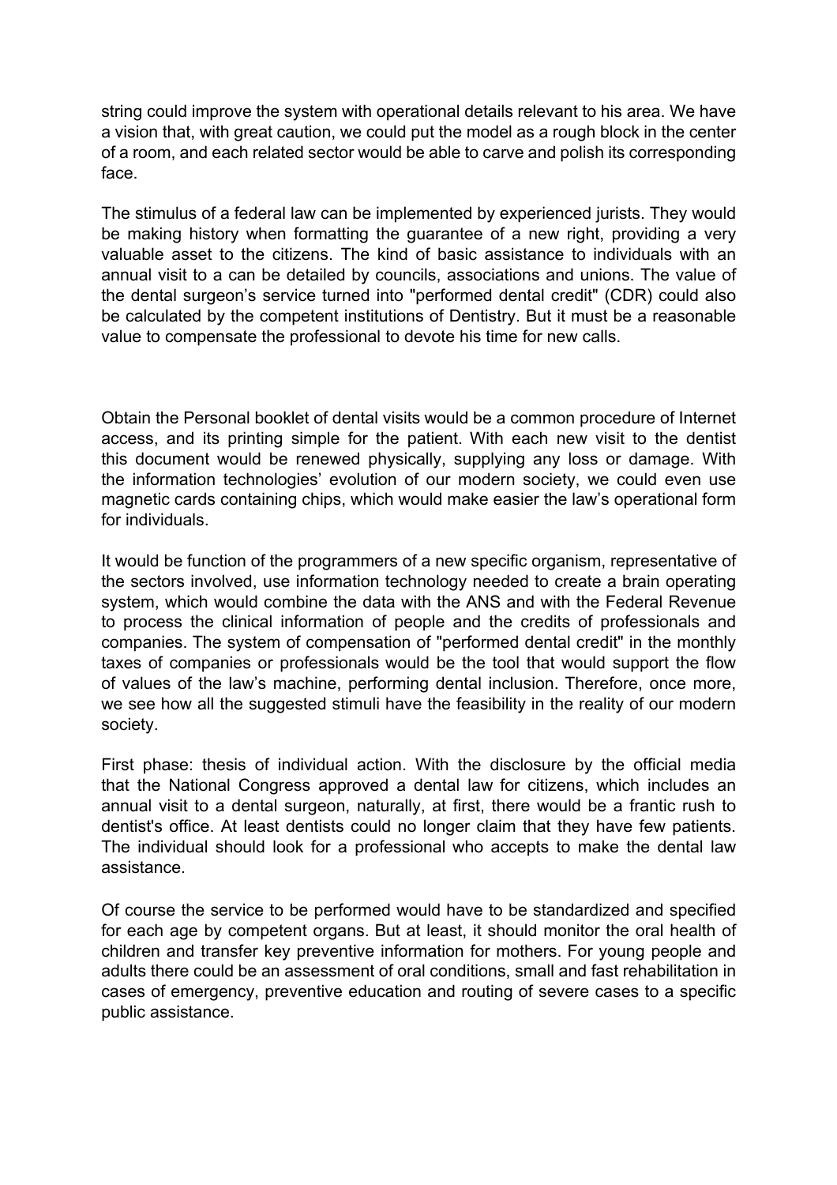string could improve the system with operational details relevant to his area. We have a vision that, with great caution, we could put the model as a rough block in the center of a room, and each related sector would be able to carve and polish its corresponding face.

The stimulus of a federal law can be implemented by experienced jurists. They would be making history when formatting the guarantee of a new right, providing a very valuable asset to the citizens. The kind of basic assistance to individuals with an annual visit to a can be detailed by councils, associations and unions. The value of the dental surgeon's service turned into "performed dental credit" (CDR) could also be calculated by the competent institutions of Dentistry. But it must be a reasonable value to compensate the professional to devote his time for new calls.

Obtain the Personal booklet of dental visits would be a common procedure of Internet access, and its printing simple for the patient. With each new visit to the dentist this document would be renewed physically, supplying any loss or damage. With the information technologies' evolution of our modern society, we could even use magnetic cards containing chips, which would make easier the law's operational form for individuals.

It would be function of the programmers of a new specific organism, representative of the sectors involved, use information technology needed to create a brain operating system, which would combine the data with the ANS and with the Federal Revenue to process the clinical information of people and the credits of professionals and companies. The system of compensation of "performed dental credit" in the monthly taxes of companies or professionals would be the tool that would support the flow of values of the law's machine, performing dental inclusion. Therefore, once more, we see how all the suggested stimuli have the feasibility in the reality of our modern society.

First phase: thesis of individual action. With the disclosure by the official media that the National Congress approved a dental law for citizens, which includes an annual visit to a dental surgeon, naturally, at first, there would be a frantic rush to dentist's office. At least dentists could no longer claim that they have few patients. The individual should look for a professional who accepts to make the dental law assistance.

Of course the service to be performed would have to be standardized and specified for each age by competent organs. But at least, it should monitor the oral health of children and transfer key preventive information for mothers. For young people and adults there could be an assessment of oral conditions, small and fast rehabilitation in cases of emergency, preventive education and routing of severe cases to a specific public assistance.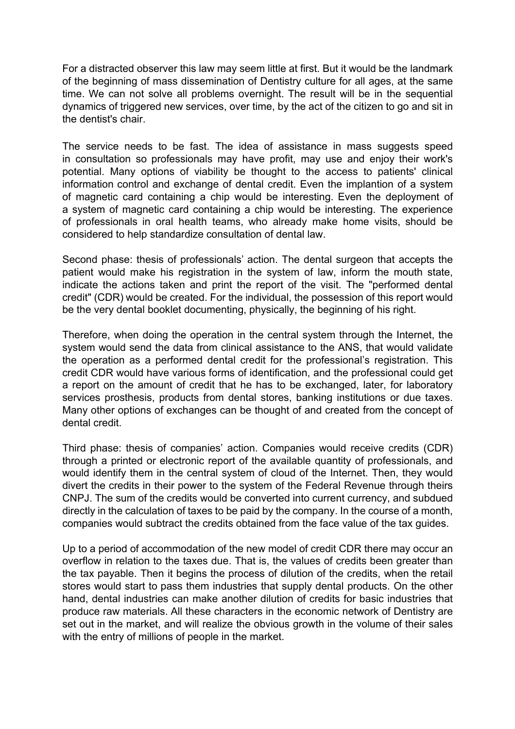For a distracted observer this law may seem little at first. But it would be the landmark of the beginning of mass dissemination of Dentistry culture for all ages, at the same time. We can not solve all problems overnight. The result will be in the sequential dynamics of triggered new services, over time, by the act of the citizen to go and sit in the dentist's chair.

The service needs to be fast. The idea of assistance in mass suggests speed in consultation so professionals may have profit, may use and enjoy their work's potential. Many options of viability be thought to the access to patients' clinical information control and exchange of dental credit. Even the implantion of a system of magnetic card containing a chip would be interesting. Even the deployment of a system of magnetic card containing a chip would be interesting. The experience of professionals in oral health teams, who already make home visits, should be considered to help standardize consultation of dental law.

Second phase: thesis of professionals' action. The dental surgeon that accepts the patient would make his registration in the system of law, inform the mouth state, indicate the actions taken and print the report of the visit. The "performed dental credit" (CDR) would be created. For the individual, the possession of this report would be the very dental booklet documenting, physically, the beginning of his right.

Therefore, when doing the operation in the central system through the Internet, the system would send the data from clinical assistance to the ANS, that would validate the operation as a performed dental credit for the professional's registration. This credit CDR would have various forms of identification, and the professional could get a report on the amount of credit that he has to be exchanged, later, for laboratory services prosthesis, products from dental stores, banking institutions or due taxes. Many other options of exchanges can be thought of and created from the concept of dental credit.

Third phase: thesis of companies' action. Companies would receive credits (CDR) through a printed or electronic report of the available quantity of professionals, and would identify them in the central system of cloud of the Internet. Then, they would divert the credits in their power to the system of the Federal Revenue through theirs CNPJ. The sum of the credits would be converted into current currency, and subdued directly in the calculation of taxes to be paid by the company. In the course of a month, companies would subtract the credits obtained from the face value of the tax guides.

Up to a period of accommodation of the new model of credit CDR there may occur an overflow in relation to the taxes due. That is, the values of credits been greater than the tax payable. Then it begins the process of dilution of the credits, when the retail stores would start to pass them industries that supply dental products. On the other hand, dental industries can make another dilution of credits for basic industries that produce raw materials. All these characters in the economic network of Dentistry are set out in the market, and will realize the obvious growth in the volume of their sales with the entry of millions of people in the market.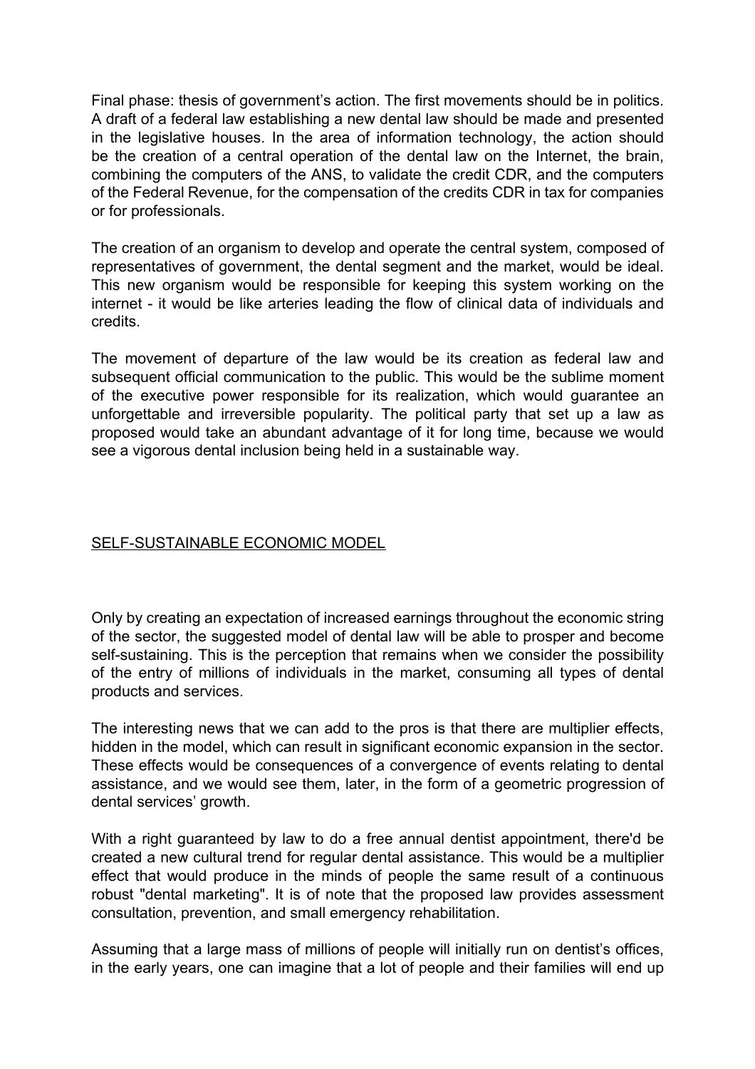Final phase: thesis of government's action. The first movements should be in politics. A draft of a federal law establishing a new dental law should be made and presented in the legislative houses. In the area of information technology, the action should be the creation of a central operation of the dental law on the Internet, the brain, combining the computers of the ANS, to validate the credit CDR, and the computers of the Federal Revenue, for the compensation of the credits CDR in tax for companies or for professionals.

The creation of an organism to develop and operate the central system, composed of representatives of government, the dental segment and the market, would be ideal. This new organism would be responsible for keeping this system working on the internet - it would be like arteries leading the flow of clinical data of individuals and credits.

The movement of departure of the law would be its creation as federal law and subsequent official communication to the public. This would be the sublime moment of the executive power responsible for its realization, which would guarantee an unforgettable and irreversible popularity. The political party that set up a law as proposed would take an abundant advantage of it for long time, because we would see a vigorous dental inclusion being held in a sustainable way.

## SELF-SUSTAINABLE ECONOMIC MODEL

Only by creating an expectation of increased earnings throughout the economic string of the sector, the suggested model of dental law will be able to prosper and become self-sustaining. This is the perception that remains when we consider the possibility of the entry of millions of individuals in the market, consuming all types of dental products and services.

The interesting news that we can add to the pros is that there are multiplier effects, hidden in the model, which can result in significant economic expansion in the sector. These effects would be consequences of a convergence of events relating to dental assistance, and we would see them, later, in the form of a geometric progression of dental services' growth.

With a right guaranteed by law to do a free annual dentist appointment, there'd be created a new cultural trend for regular dental assistance. This would be a multiplier effect that would produce in the minds of people the same result of a continuous robust "dental marketing". It is of note that the proposed law provides assessment consultation, prevention, and small emergency rehabilitation.

Assuming that a large mass of millions of people will initially run on dentist's offices, in the early years, one can imagine that a lot of people and their families will end up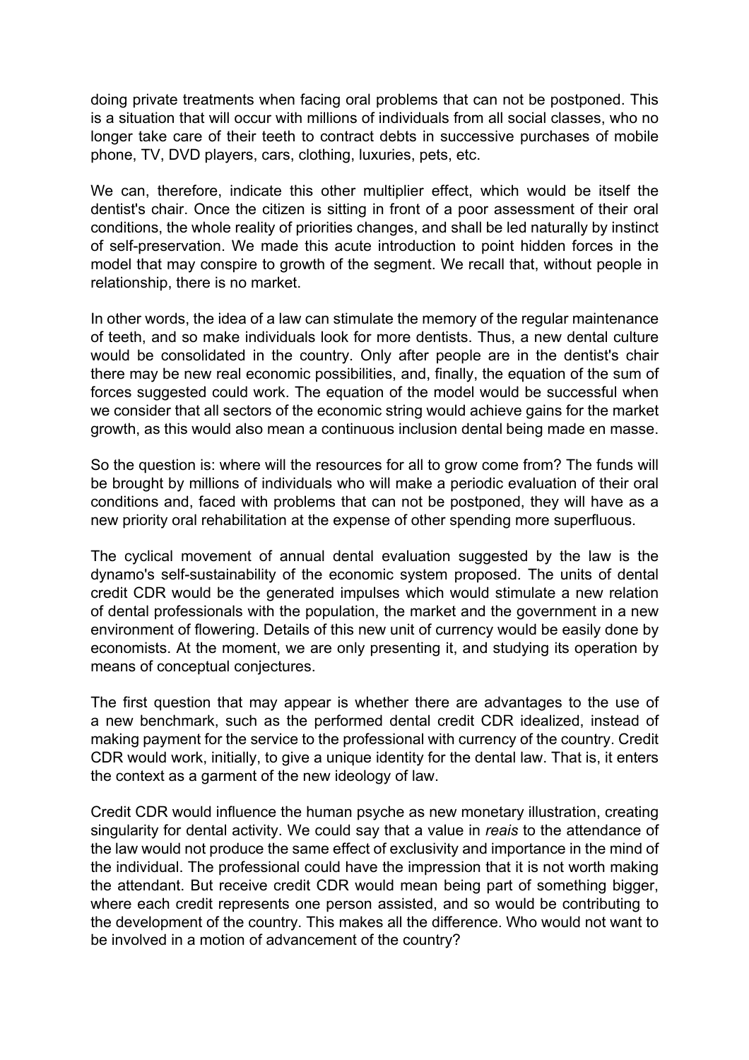doing private treatments when facing oral problems that can not be postponed. This is a situation that will occur with millions of individuals from all social classes, who no longer take care of their teeth to contract debts in successive purchases of mobile phone, TV, DVD players, cars, clothing, luxuries, pets, etc.

We can, therefore, indicate this other multiplier effect, which would be itself the dentist's chair. Once the citizen is sitting in front of a poor assessment of their oral conditions, the whole reality of priorities changes, and shall be led naturally by instinct of self-preservation. We made this acute introduction to point hidden forces in the model that may conspire to growth of the segment. We recall that, without people in relationship, there is no market.

In other words, the idea of a law can stimulate the memory of the regular maintenance of teeth, and so make individuals look for more dentists. Thus, a new dental culture would be consolidated in the country. Only after people are in the dentist's chair there may be new real economic possibilities, and, finally, the equation of the sum of forces suggested could work. The equation of the model would be successful when we consider that all sectors of the economic string would achieve gains for the market growth, as this would also mean a continuous inclusion dental being made en masse.

So the question is: where will the resources for all to grow come from? The funds will be brought by millions of individuals who will make a periodic evaluation of their oral conditions and, faced with problems that can not be postponed, they will have as a new priority oral rehabilitation at the expense of other spending more superfluous.

The cyclical movement of annual dental evaluation suggested by the law is the dynamo's self-sustainability of the economic system proposed. The units of dental credit CDR would be the generated impulses which would stimulate a new relation of dental professionals with the population, the market and the government in a new environment of flowering. Details of this new unit of currency would be easily done by economists. At the moment, we are only presenting it, and studying its operation by means of conceptual conjectures.

The first question that may appear is whether there are advantages to the use of a new benchmark, such as the performed dental credit CDR idealized, instead of making payment for the service to the professional with currency of the country. Credit CDR would work, initially, to give a unique identity for the dental law. That is, it enters the context as a garment of the new ideology of law.

Credit CDR would influence the human psyche as new monetary illustration, creating singularity for dental activity. We could say that a value in *reais* to the attendance of the law would not produce the same effect of exclusivity and importance in the mind of the individual. The professional could have the impression that it is not worth making the attendant. But receive credit CDR would mean being part of something bigger, where each credit represents one person assisted, and so would be contributing to the development of the country. This makes all the difference. Who would not want to be involved in a motion of advancement of the country?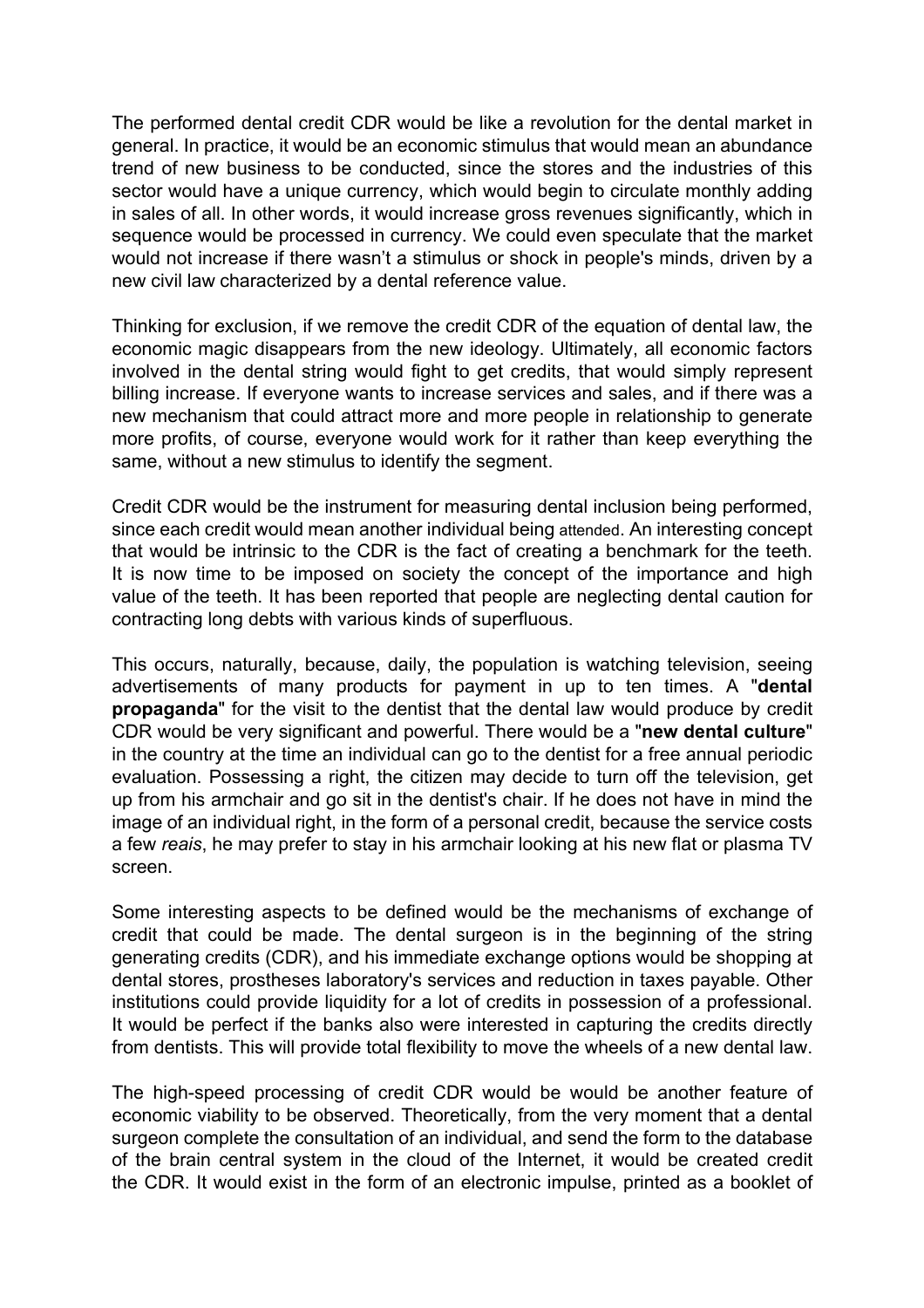The performed dental credit CDR would be like a revolution for the dental market in general. In practice, it would be an economic stimulus that would mean an abundance trend of new business to be conducted, since the stores and the industries of this sector would have a unique currency, which would begin to circulate monthly adding in sales of all. In other words, it would increase gross revenues significantly, which in sequence would be processed in currency. We could even speculate that the market would not increase if there wasn't a stimulus or shock in people's minds, driven by a new civil law characterized by a dental reference value.

Thinking for exclusion, if we remove the credit CDR of the equation of dental law, the economic magic disappears from the new ideology. Ultimately, all economic factors involved in the dental string would fight to get credits, that would simply represent billing increase. If everyone wants to increase services and sales, and if there was a new mechanism that could attract more and more people in relationship to generate more profits, of course, everyone would work for it rather than keep everything the same, without a new stimulus to identify the segment.

Credit CDR would be the instrument for measuring dental inclusion being performed, since each credit would mean another individual being attended. An interesting concept that would be intrinsic to the CDR is the fact of creating a benchmark for the teeth. It is now time to be imposed on society the concept of the importance and high value of the teeth. It has been reported that people are neglecting dental caution for contracting long debts with various kinds of superfluous.

This occurs, naturally, because, daily, the population is watching television, seeing advertisements of many products for payment in up to ten times. A "**dental propaganda**" for the visit to the dentist that the dental law would produce by credit CDR would be very significant and powerful. There would be a "**new dental culture**" in the country at the time an individual can go to the dentist for a free annual periodic evaluation. Possessing a right, the citizen may decide to turn off the television, get up from his armchair and go sit in the dentist's chair. If he does not have in mind the image of an individual right, in the form of a personal credit, because the service costs a few *reais*, he may prefer to stay in his armchair looking at his new flat or plasma TV screen.

Some interesting aspects to be defined would be the mechanisms of exchange of credit that could be made. The dental surgeon is in the beginning of the string generating credits (CDR), and his immediate exchange options would be shopping at dental stores, prostheses laboratory's services and reduction in taxes payable. Other institutions could provide liquidity for a lot of credits in possession of a professional. It would be perfect if the banks also were interested in capturing the credits directly from dentists. This will provide total flexibility to move the wheels of a new dental law.

The high-speed processing of credit CDR would be would be another feature of economic viability to be observed. Theoretically, from the very moment that a dental surgeon complete the consultation of an individual, and send the form to the database of the brain central system in the cloud of the Internet, it would be created credit the CDR. It would exist in the form of an electronic impulse, printed as a booklet of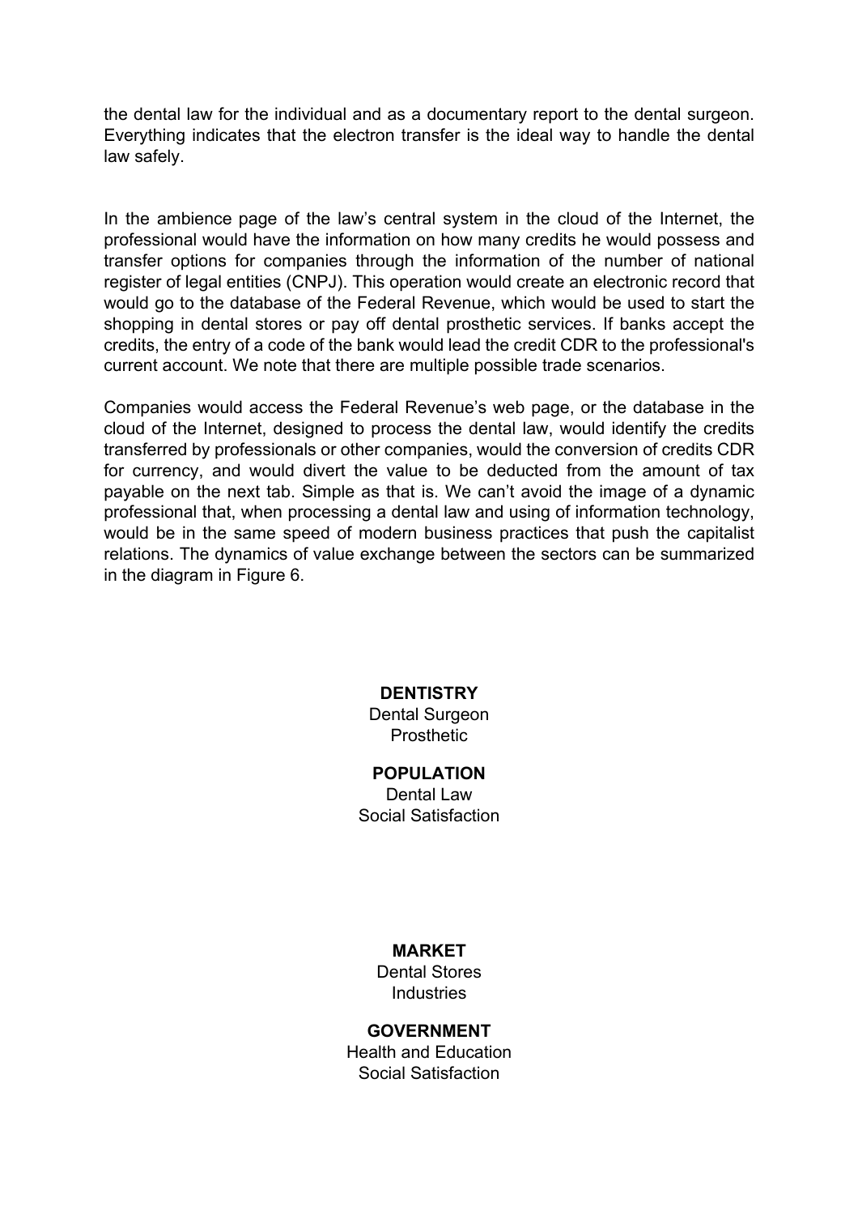the dental law for the individual and as a documentary report to the dental surgeon. Everything indicates that the electron transfer is the ideal way to handle the dental law safely.

In the ambience page of the law's central system in the cloud of the Internet, the professional would have the information on how many credits he would possess and transfer options for companies through the information of the number of national register of legal entities (CNPJ). This operation would create an electronic record that would go to the database of the Federal Revenue, which would be used to start the shopping in dental stores or pay off dental prosthetic services. If banks accept the credits, the entry of a code of the bank would lead the credit CDR to the professional's current account. We note that there are multiple possible trade scenarios.

Companies would access the Federal Revenue's web page, or the database in the cloud of the Internet, designed to process the dental law, would identify the credits transferred by professionals or other companies, would the conversion of credits CDR for currency, and would divert the value to be deducted from the amount of tax payable on the next tab. Simple as that is. We can't avoid the image of a dynamic professional that, when processing a dental law and using of information technology, would be in the same speed of modern business practices that push the capitalist relations. The dynamics of value exchange between the sectors can be summarized in the diagram in Figure 6.

**DENTISTRY**
Dental Surgeon
Prosthetic

**POPULATION**
Dental Law
Social Satisfaction

**MARKET**
Dental Stores
Industries

**GOVERNMENT**
Health and Education
Social Satisfaction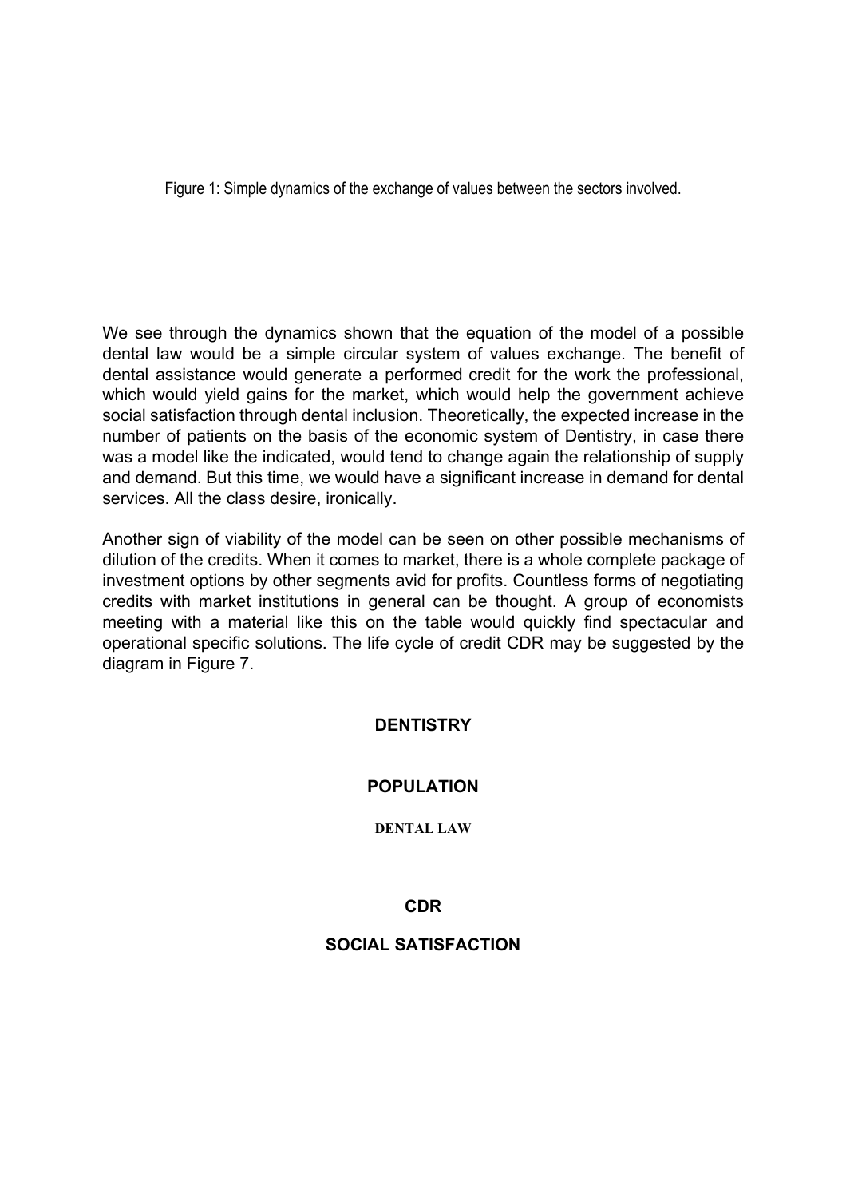Figure 1: Simple dynamics of the exchange of values between the sectors involved.

We see through the dynamics shown that the equation of the model of a possible dental law would be a simple circular system of values exchange. The benefit of dental assistance would generate a performed credit for the work the professional, which would yield gains for the market, which would help the government achieve social satisfaction through dental inclusion. Theoretically, the expected increase in the number of patients on the basis of the economic system of Dentistry, in case there was a model like the indicated, would tend to change again the relationship of supply and demand. But this time, we would have a significant increase in demand for dental services. All the class desire, ironically.

Another sign of viability of the model can be seen on other possible mechanisms of dilution of the credits. When it comes to market, there is a whole complete package of investment options by other segments avid for profits. Countless forms of negotiating credits with market institutions in general can be thought. A group of economists meeting with a material like this on the table would quickly find spectacular and operational specific solutions. The life cycle of credit CDR may be suggested by the diagram in Figure 7.

**DENTISTRY**

**POPULATION**

**DENTAL LAW**

**CDR**

**SOCIAL SATISFACTION**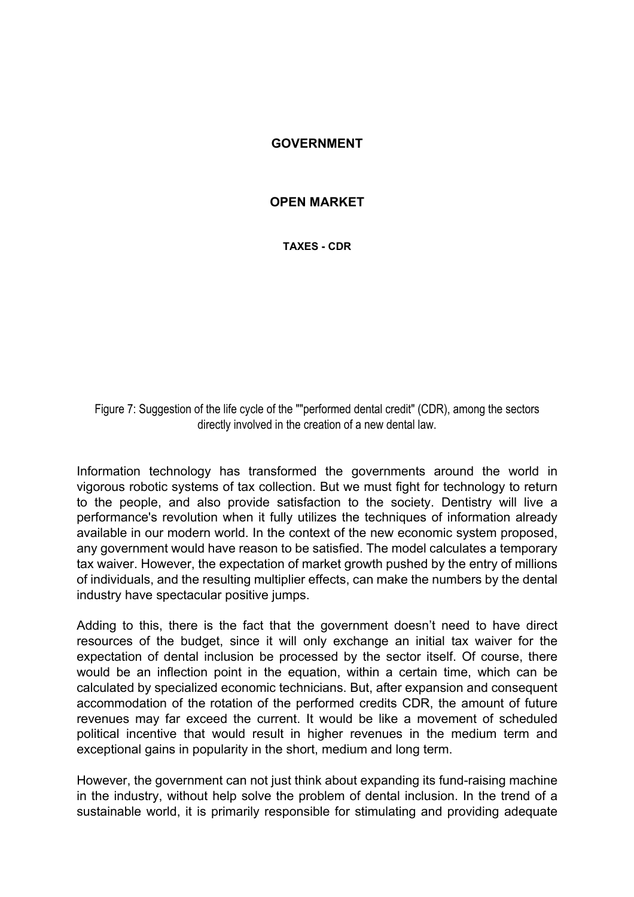**GOVERNMENT**

**OPEN MARKET**

**TAXES - CDR**

Figure 7: Suggestion of the life cycle of the ""performed dental credit" (CDR), among the sectors directly involved in the creation of a new dental law.

Information technology has transformed the governments around the world in vigorous robotic systems of tax collection. But we must fight for technology to return to the people, and also provide satisfaction to the society. Dentistry will live a performance's revolution when it fully utilizes the techniques of information already available in our modern world. In the context of the new economic system proposed, any government would have reason to be satisfied. The model calculates a temporary tax waiver. However, the expectation of market growth pushed by the entry of millions of individuals, and the resulting multiplier effects, can make the numbers by the dental industry have spectacular positive jumps.

Adding to this, there is the fact that the government doesn't need to have direct resources of the budget, since it will only exchange an initial tax waiver for the expectation of dental inclusion be processed by the sector itself. Of course, there would be an inflection point in the equation, within a certain time, which can be calculated by specialized economic technicians. But, after expansion and consequent accommodation of the rotation of the performed credits CDR, the amount of future revenues may far exceed the current. It would be like a movement of scheduled political incentive that would result in higher revenues in the medium term and exceptional gains in popularity in the short, medium and long term.

However, the government can not just think about expanding its fund-raising machine in the industry, without help solve the problem of dental inclusion. In the trend of a sustainable world, it is primarily responsible for stimulating and providing adequate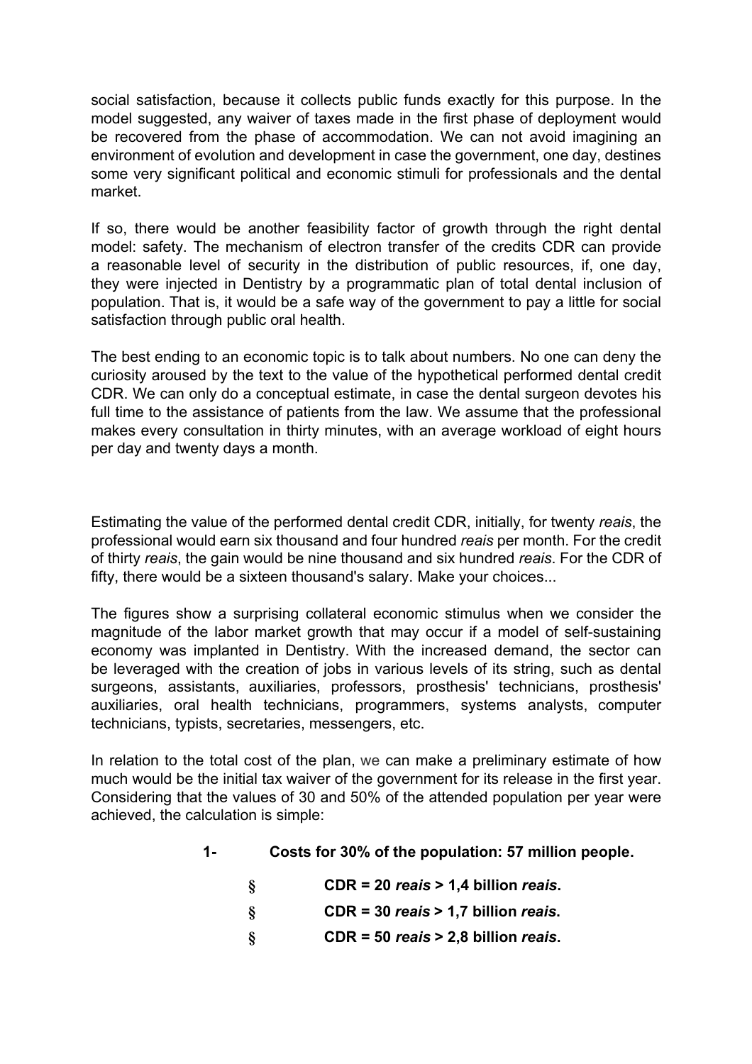social satisfaction, because it collects public funds exactly for this purpose. In the model suggested, any waiver of taxes made in the first phase of deployment would be recovered from the phase of accommodation. We can not avoid imagining an environment of evolution and development in case the government, one day, destines some very significant political and economic stimuli for professionals and the dental market.

If so, there would be another feasibility factor of growth through the right dental model: safety. The mechanism of electron transfer of the credits CDR can provide a reasonable level of security in the distribution of public resources, if, one day, they were injected in Dentistry by a programmatic plan of total dental inclusion of population. That is, it would be a safe way of the government to pay a little for social satisfaction through public oral health.

The best ending to an economic topic is to talk about numbers. No one can deny the curiosity aroused by the text to the value of the hypothetical performed dental credit CDR. We can only do a conceptual estimate, in case the dental surgeon devotes his full time to the assistance of patients from the law. We assume that the professional makes every consultation in thirty minutes, with an average workload of eight hours per day and twenty days a month.

Estimating the value of the performed dental credit CDR, initially, for twenty *reais*, the professional would earn six thousand and four hundred *reais* per month. For the credit of thirty *reais*, the gain would be nine thousand and six hundred *reais*. For the CDR of fifty, there would be a sixteen thousand's salary. Make your choices...

The figures show a surprising collateral economic stimulus when we consider the magnitude of the labor market growth that may occur if a model of self-sustaining economy was implanted in Dentistry. With the increased demand, the sector can be leveraged with the creation of jobs in various levels of its string, such as dental surgeons, assistants, auxiliaries, professors, prosthesis' technicians, prosthesis' auxiliaries, oral health technicians, programmers, systems analysts, computer technicians, typists, secretaries, messengers, etc.

In relation to the total cost of the plan, we can make a preliminary estimate of how much would be the initial tax waiver of the government for its release in the first year. Considering that the values of 30 and 50% of the attended population per year were achieved, the calculation is simple:

**1- Costs for 30% of the population: 57 million people.**

- **CDR = 20 *reais* > 1,4 billion *reais*.**
- **CDR = 30 *reais* > 1,7 billion *reais*.**
- **CDR = 50 *reais* > 2,8 billion *reais*.**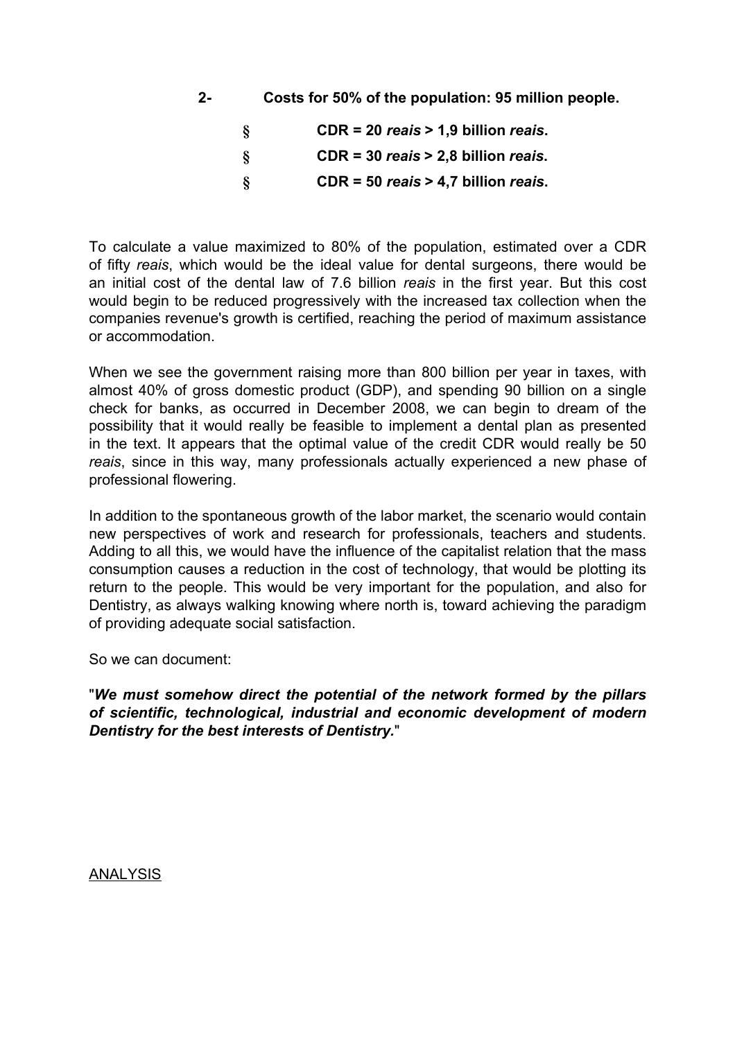**2- Costs for 50% of the population: 95 million people.**

- **CDR = 20 *reais* > 1,9 billion *reais*.**
- **CDR = 30 *reais* > 2,8 billion *reais*.**
- **CDR = 50 *reais* > 4,7 billion *reais*.**

To calculate a value maximized to 80% of the population, estimated over a CDR of fifty *reais*, which would be the ideal value for dental surgeons, there would be an initial cost of the dental law of 7.6 billion *reais* in the first year. But this cost would begin to be reduced progressively with the increased tax collection when the companies revenue's growth is certified, reaching the period of maximum assistance or accommodation.

When we see the government raising more than 800 billion per year in taxes, with almost 40% of gross domestic product (GDP), and spending 90 billion on a single check for banks, as occurred in December 2008, we can begin to dream of the possibility that it would really be feasible to implement a dental plan as presented in the text. It appears that the optimal value of the credit CDR would really be 50 *reais*, since in this way, many professionals actually experienced a new phase of professional flowering.

In addition to the spontaneous growth of the labor market, the scenario would contain new perspectives of work and research for professionals, teachers and students. Adding to all this, we would have the influence of the capitalist relation that the mass consumption causes a reduction in the cost of technology, that would be plotting its return to the people. This would be very important for the population, and also for Dentistry, as always walking knowing where north is, toward achieving the paradigm of providing adequate social satisfaction.

So we can document:

"***We must somehow direct the potential of the network formed by the pillars of scientific, technological, industrial and economic development of modern Dentistry for the best interests of Dentistry.***"

ANALYSIS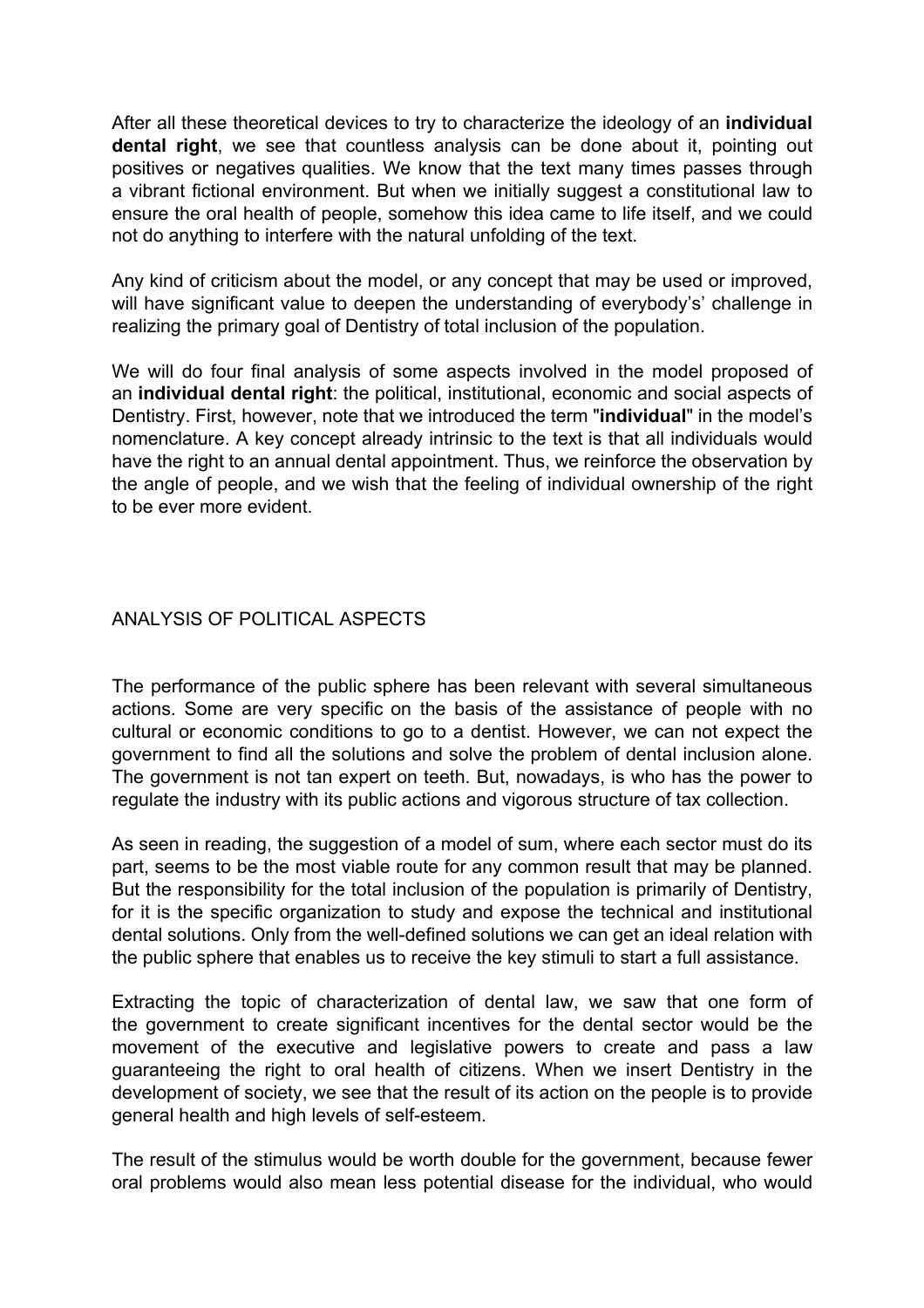After all these theoretical devices to try to characterize the ideology of an **individual dental right**, we see that countless analysis can be done about it, pointing out positives or negatives qualities. We know that the text many times passes through a vibrant fictional environment. But when we initially suggest a constitutional law to ensure the oral health of people, somehow this idea came to life itself, and we could not do anything to interfere with the natural unfolding of the text.

Any kind of criticism about the model, or any concept that may be used or improved, will have significant value to deepen the understanding of everybody's' challenge in realizing the primary goal of Dentistry of total inclusion of the population.

We will do four final analysis of some aspects involved in the model proposed of an **individual dental right**: the political, institutional, economic and social aspects of Dentistry. First, however, note that we introduced the term "**individual**" in the model's nomenclature. A key concept already intrinsic to the text is that all individuals would have the right to an annual dental appointment. Thus, we reinforce the observation by the angle of people, and we wish that the feeling of individual ownership of the right to be ever more evident.

## ANALYSIS OF POLITICAL ASPECTS

The performance of the public sphere has been relevant with several simultaneous actions. Some are very specific on the basis of the assistance of people with no cultural or economic conditions to go to a dentist. However, we can not expect the government to find all the solutions and solve the problem of dental inclusion alone. The government is not tan expert on teeth. But, nowadays, is who has the power to regulate the industry with its public actions and vigorous structure of tax collection.

As seen in reading, the suggestion of a model of sum, where each sector must do its part, seems to be the most viable route for any common result that may be planned. But the responsibility for the total inclusion of the population is primarily of Dentistry, for it is the specific organization to study and expose the technical and institutional dental solutions. Only from the well-defined solutions we can get an ideal relation with the public sphere that enables us to receive the key stimuli to start a full assistance.

Extracting the topic of characterization of dental law, we saw that one form of the government to create significant incentives for the dental sector would be the movement of the executive and legislative powers to create and pass a law guaranteeing the right to oral health of citizens. When we insert Dentistry in the development of society, we see that the result of its action on the people is to provide general health and high levels of self-esteem.

The result of the stimulus would be worth double for the government, because fewer oral problems would also mean less potential disease for the individual, who would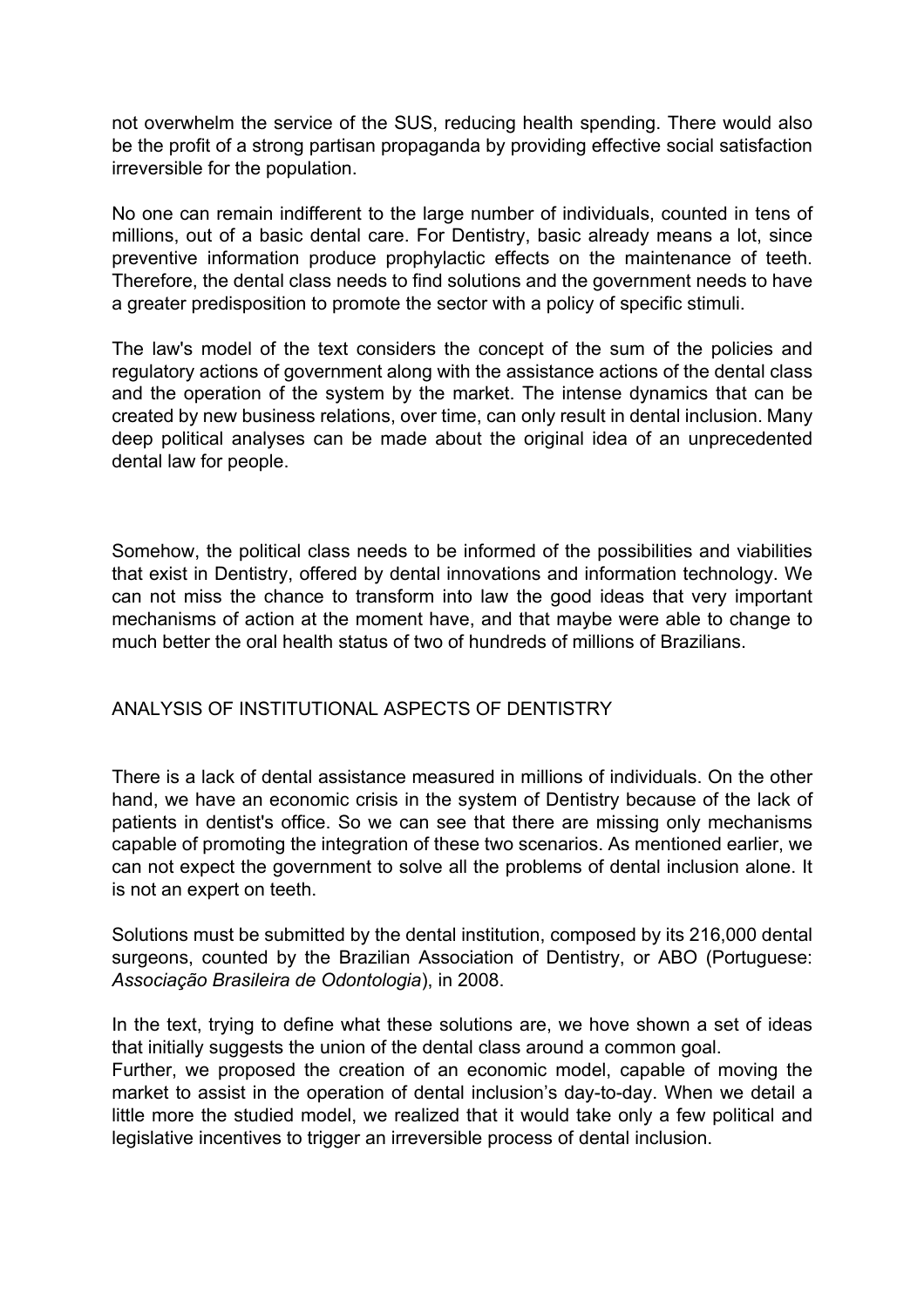not overwhelm the service of the SUS, reducing health spending. There would also be the profit of a strong partisan propaganda by providing effective social satisfaction irreversible for the population.

No one can remain indifferent to the large number of individuals, counted in tens of millions, out of a basic dental care. For Dentistry, basic already means a lot, since preventive information produce prophylactic effects on the maintenance of teeth. Therefore, the dental class needs to find solutions and the government needs to have a greater predisposition to promote the sector with a policy of specific stimuli.

The law's model of the text considers the concept of the sum of the policies and regulatory actions of government along with the assistance actions of the dental class and the operation of the system by the market. The intense dynamics that can be created by new business relations, over time, can only result in dental inclusion. Many deep political analyses can be made about the original idea of an unprecedented dental law for people.

Somehow, the political class needs to be informed of the possibilities and viabilities that exist in Dentistry, offered by dental innovations and information technology. We can not miss the chance to transform into law the good ideas that very important mechanisms of action at the moment have, and that maybe were able to change to much better the oral health status of two of hundreds of millions of Brazilians.

## ANALYSIS OF INSTITUTIONAL ASPECTS OF DENTISTRY

There is a lack of dental assistance measured in millions of individuals. On the other hand, we have an economic crisis in the system of Dentistry because of the lack of patients in dentist's office. So we can see that there are missing only mechanisms capable of promoting the integration of these two scenarios. As mentioned earlier, we can not expect the government to solve all the problems of dental inclusion alone. It is not an expert on teeth.

Solutions must be submitted by the dental institution, composed by its 216,000 dental surgeons, counted by the Brazilian Association of Dentistry, or ABO (Portuguese: *Associação Brasileira de Odontologia*), in 2008.

In the text, trying to define what these solutions are, we hove shown a set of ideas that initially suggests the union of the dental class around a common goal.
Further, we proposed the creation of an economic model, capable of moving the market to assist in the operation of dental inclusion's day-to-day. When we detail a little more the studied model, we realized that it would take only a few political and legislative incentives to trigger an irreversible process of dental inclusion.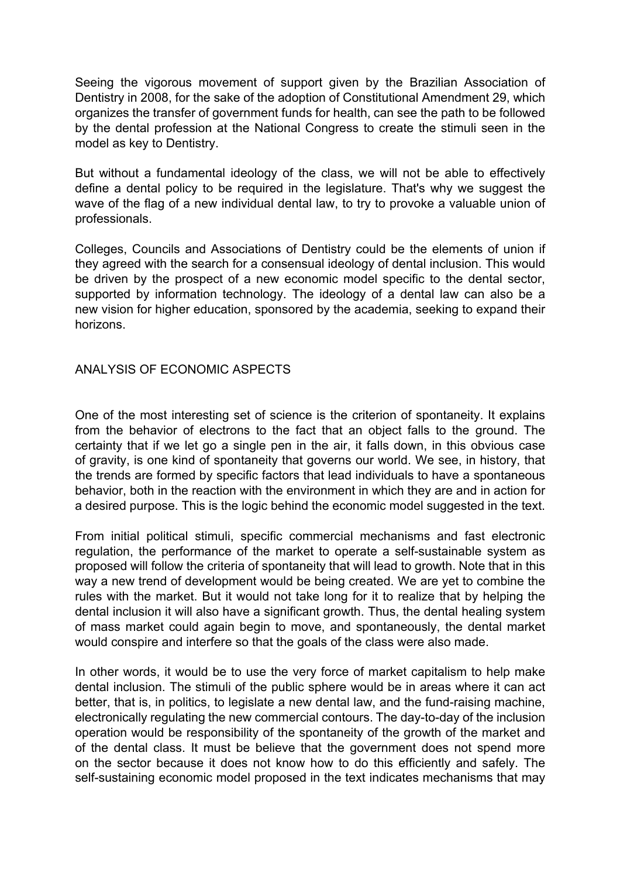Seeing the vigorous movement of support given by the Brazilian Association of Dentistry in 2008, for the sake of the adoption of Constitutional Amendment 29, which organizes the transfer of government funds for health, can see the path to be followed by the dental profession at the National Congress to create the stimuli seen in the model as key to Dentistry.

But without a fundamental ideology of the class, we will not be able to effectively define a dental policy to be required in the legislature. That's why we suggest the wave of the flag of a new individual dental law, to try to provoke a valuable union of professionals.

Colleges, Councils and Associations of Dentistry could be the elements of union if they agreed with the search for a consensual ideology of dental inclusion. This would be driven by the prospect of a new economic model specific to the dental sector, supported by information technology. The ideology of a dental law can also be a new vision for higher education, sponsored by the academia, seeking to expand their horizons.

## ANALYSIS OF ECONOMIC ASPECTS

One of the most interesting set of science is the criterion of spontaneity. It explains from the behavior of electrons to the fact that an object falls to the ground. The certainty that if we let go a single pen in the air, it falls down, in this obvious case of gravity, is one kind of spontaneity that governs our world. We see, in history, that the trends are formed by specific factors that lead individuals to have a spontaneous behavior, both in the reaction with the environment in which they are and in action for a desired purpose. This is the logic behind the economic model suggested in the text.

From initial political stimuli, specific commercial mechanisms and fast electronic regulation, the performance of the market to operate a self-sustainable system as proposed will follow the criteria of spontaneity that will lead to growth. Note that in this way a new trend of development would be being created. We are yet to combine the rules with the market. But it would not take long for it to realize that by helping the dental inclusion it will also have a significant growth. Thus, the dental healing system of mass market could again begin to move, and spontaneously, the dental market would conspire and interfere so that the goals of the class were also made.

In other words, it would be to use the very force of market capitalism to help make dental inclusion. The stimuli of the public sphere would be in areas where it can act better, that is, in politics, to legislate a new dental law, and the fund-raising machine, electronically regulating the new commercial contours. The day-to-day of the inclusion operation would be responsibility of the spontaneity of the growth of the market and of the dental class. It must be believe that the government does not spend more on the sector because it does not know how to do this efficiently and safely. The self-sustaining economic model proposed in the text indicates mechanisms that may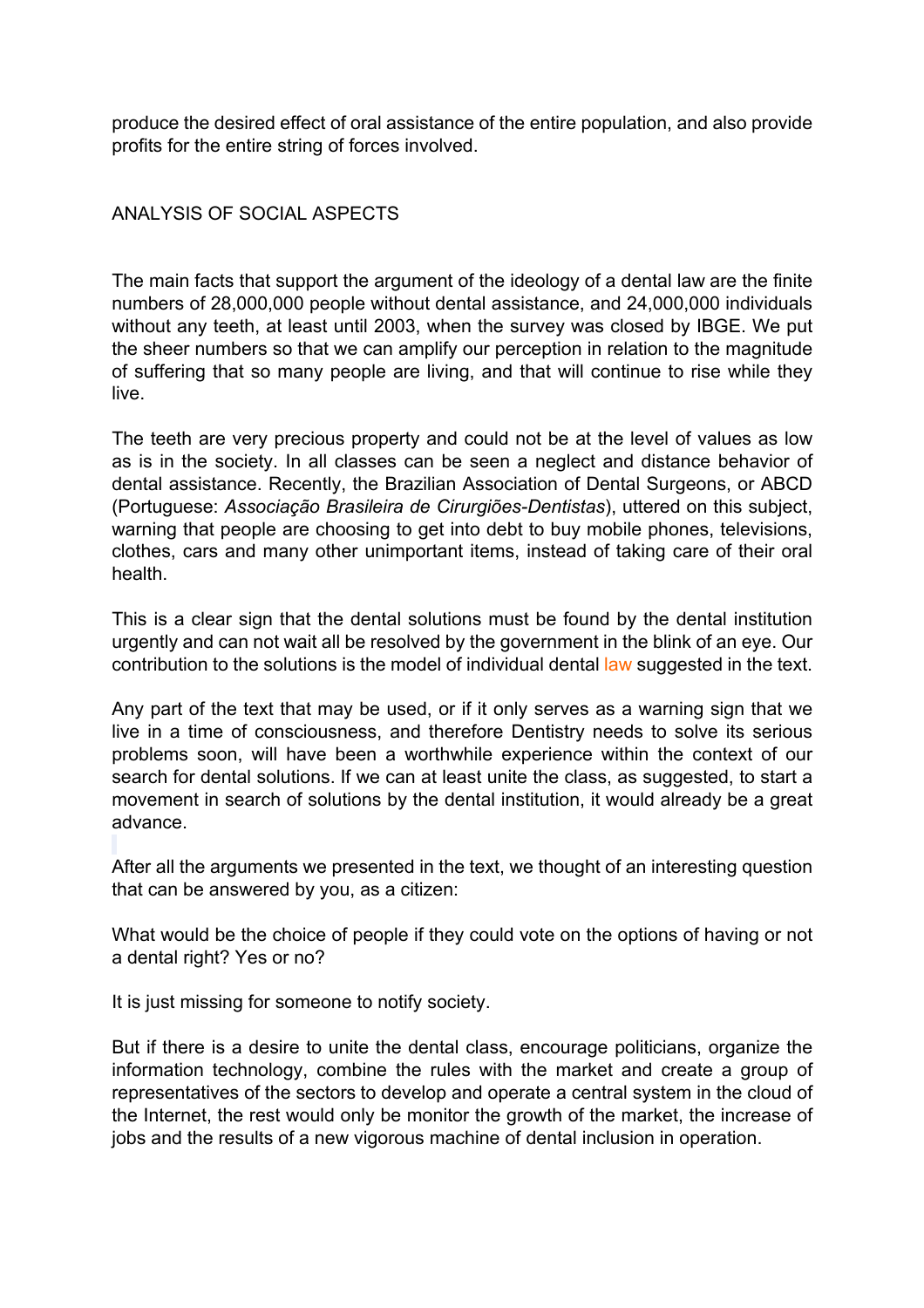produce the desired effect of oral assistance of the entire population, and also provide profits for the entire string of forces involved.

## ANALYSIS OF SOCIAL ASPECTS

The main facts that support the argument of the ideology of a dental law are the finite numbers of 28,000,000 people without dental assistance, and 24,000,000 individuals without any teeth, at least until 2003, when the survey was closed by IBGE. We put the sheer numbers so that we can amplify our perception in relation to the magnitude of suffering that so many people are living, and that will continue to rise while they live.

The teeth are very precious property and could not be at the level of values as low as is in the society. In all classes can be seen a neglect and distance behavior of dental assistance. Recently, the Brazilian Association of Dental Surgeons, or ABCD (Portuguese: *Associação Brasileira de Cirurgiões-Dentistas*), uttered on this subject, warning that people are choosing to get into debt to buy mobile phones, televisions, clothes, cars and many other unimportant items, instead of taking care of their oral health.

This is a clear sign that the dental solutions must be found by the dental institution urgently and can not wait all be resolved by the government in the blink of an eye. Our contribution to the solutions is the model of individual dental law suggested in the text.

Any part of the text that may be used, or if it only serves as a warning sign that we live in a time of consciousness, and therefore Dentistry needs to solve its serious problems soon, will have been a worthwhile experience within the context of our search for dental solutions. If we can at least unite the class, as suggested, to start a movement in search of solutions by the dental institution, it would already be a great advance.

After all the arguments we presented in the text, we thought of an interesting question that can be answered by you, as a citizen:

What would be the choice of people if they could vote on the options of having or not a dental right? Yes or no?

It is just missing for someone to notify society.

But if there is a desire to unite the dental class, encourage politicians, organize the information technology, combine the rules with the market and create a group of representatives of the sectors to develop and operate a central system in the cloud of the Internet, the rest would only be monitor the growth of the market, the increase of jobs and the results of a new vigorous machine of dental inclusion in operation.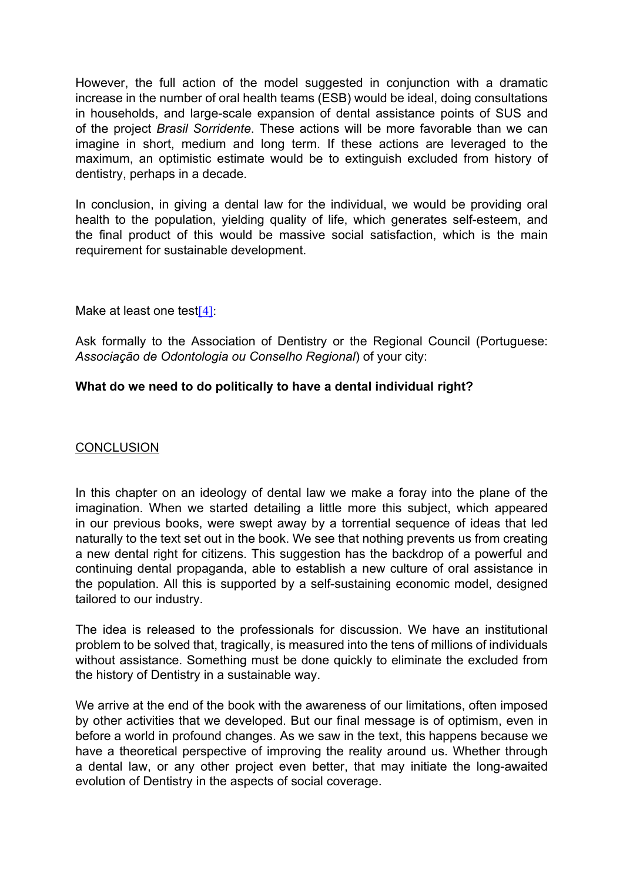However, the full action of the model suggested in conjunction with a dramatic increase in the number of oral health teams (ESB) would be ideal, doing consultations in households, and large-scale expansion of dental assistance points of SUS and of the project *Brasil Sorridente*. These actions will be more favorable than we can imagine in short, medium and long term. If these actions are leveraged to the maximum, an optimistic estimate would be to extinguish excluded from history of dentistry, perhaps in a decade.

In conclusion, in giving a dental law for the individual, we would be providing oral health to the population, yielding quality of life, which generates self-esteem, and the final product of this would be massive social satisfaction, which is the main requirement for sustainable development.

Make at least one test[4]:

Ask formally to the Association of Dentistry or the Regional Council (Portuguese: *Associação de Odontologia ou Conselho Regional*) of your city:

**What do we need to do politically to have a dental individual right?**

## CONCLUSION

In this chapter on an ideology of dental law we make a foray into the plane of the imagination. When we started detailing a little more this subject, which appeared in our previous books, were swept away by a torrential sequence of ideas that led naturally to the text set out in the book. We see that nothing prevents us from creating a new dental right for citizens. This suggestion has the backdrop of a powerful and continuing dental propaganda, able to establish a new culture of oral assistance in the population. All this is supported by a self-sustaining economic model, designed tailored to our industry.

The idea is released to the professionals for discussion. We have an institutional problem to be solved that, tragically, is measured into the tens of millions of individuals without assistance. Something must be done quickly to eliminate the excluded from the history of Dentistry in a sustainable way.

We arrive at the end of the book with the awareness of our limitations, often imposed by other activities that we developed. But our final message is of optimism, even in before a world in profound changes. As we saw in the text, this happens because we have a theoretical perspective of improving the reality around us. Whether through a dental law, or any other project even better, that may initiate the long-awaited evolution of Dentistry in the aspects of social coverage.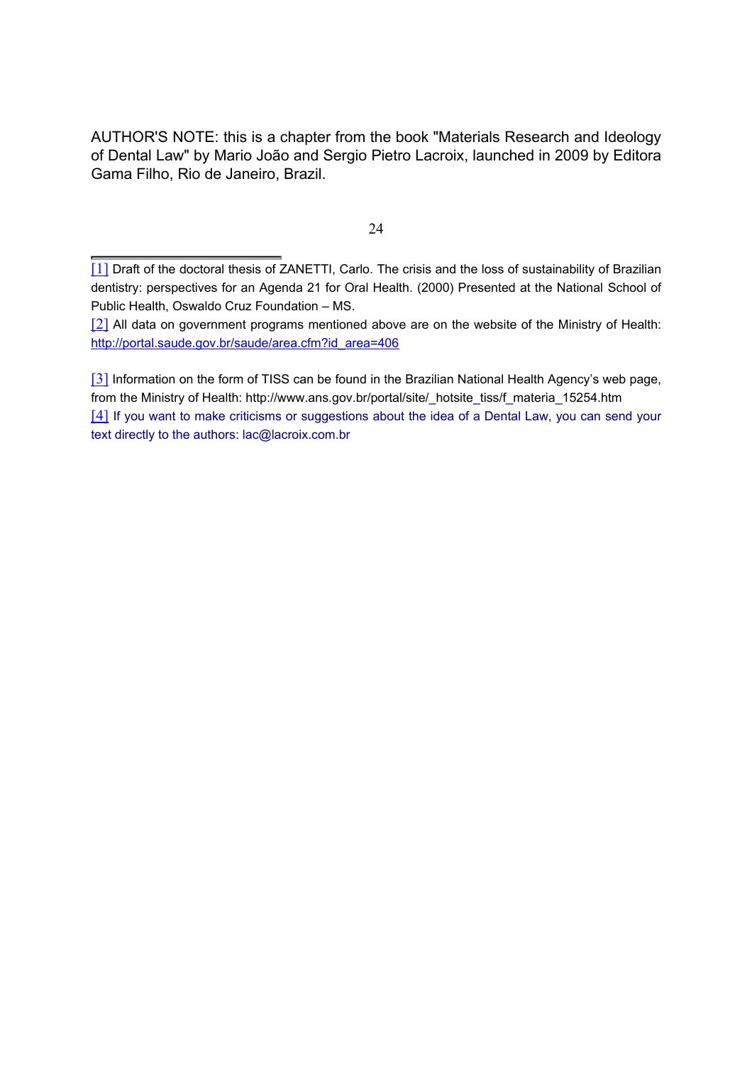AUTHOR'S NOTE: this is a chapter from the book "Materials Research and Ideology of Dental Law" by Mario João and Sergio Pietro Lacroix, launched in 2009 by Editora Gama Filho, Rio de Janeiro, Brazil.

---

[1] Draft of the doctoral thesis of ZANETTI, Carlo. The crisis and the loss of sustainability of Brazilian dentistry: perspectives for an Agenda 21 for Oral Health. (2000) Presented at the National School of Public Health, Oswaldo Cruz Foundation – MS.

[2] All data on government programs mentioned above are on the website of the Ministry of Health: http://portal.saude.gov.br/saude/area.cfm?id_area=406

[3] Information on the form of TISS can be found in the Brazilian National Health Agency's web page, from the Ministry of Health: http://www.ans.gov.br/portal/site/_hotsite_tiss/f_materia_15254.htm

[4] If you want to make criticisms or suggestions about the idea of a Dental Law, you can send your text directly to the authors: lac@lacroix.com.br